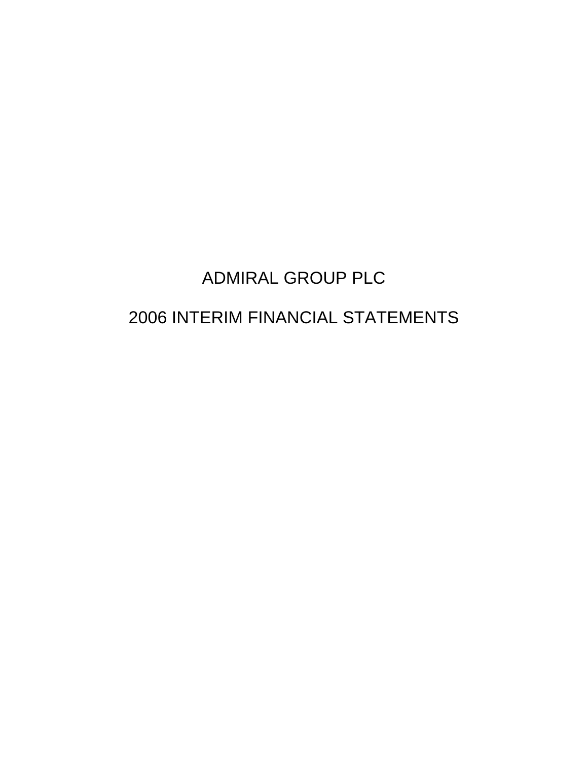# ADMIRAL GROUP PLC

## 2006 INTERIM FINANCIAL STATEMENTS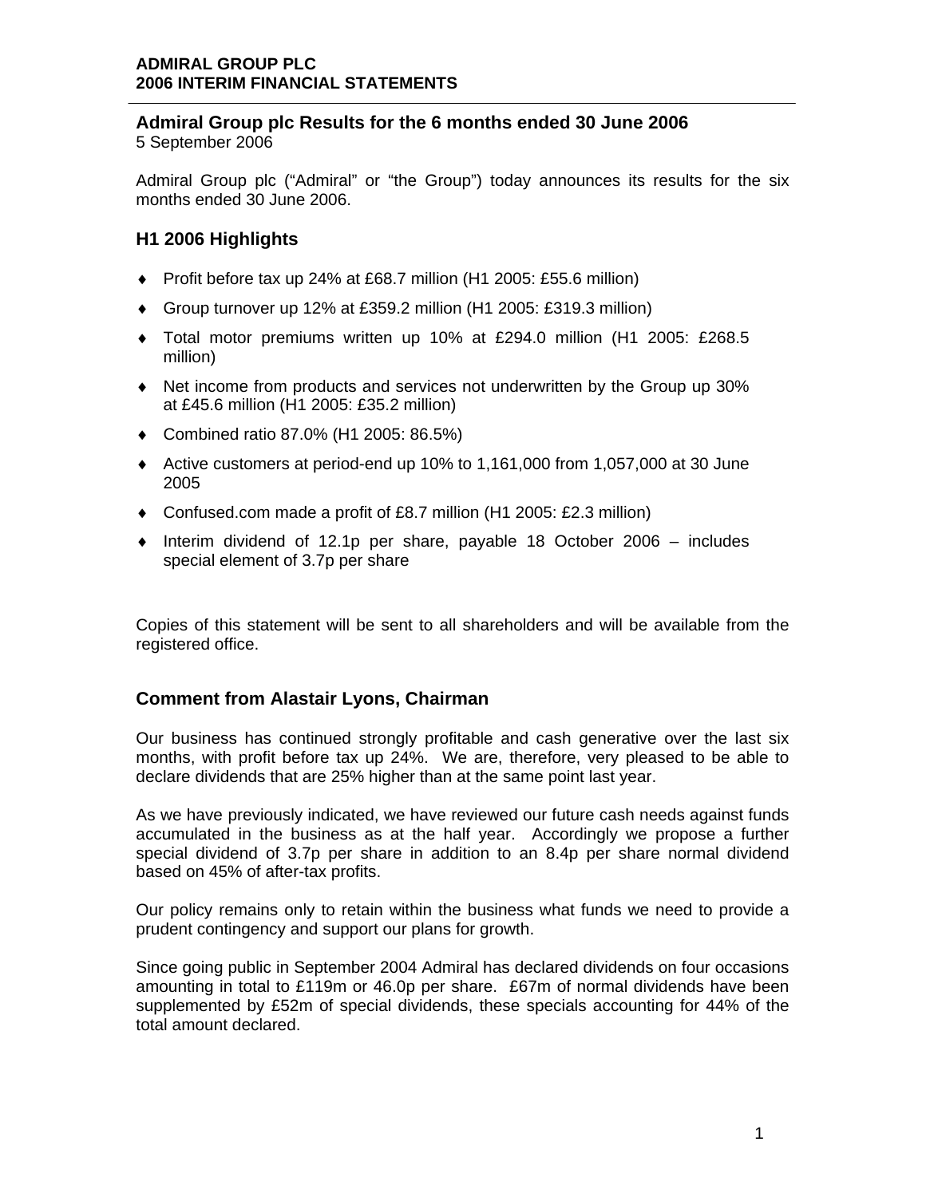## Admiral Group plc Results for the 6 months ended 30 June 2006

5 September 2006

Admiral Group plc ("Admiral" or "the Group") today announces its results for the six months ended 30 June 2006.

## H1 2006 Highlights

- Profit before tax up 24% at £68.7 million (H1 2005: £55.6 million)
- Group turnover up 12% at £359.2 million (H1 2005: £319.3 million)
- Total motor premiums written up 10% at £294.0 million (H1 2005: £268.5 million)
- Net income from products and services not underwritten by the Group up 30% at £45.6 million (H1 2005: £35.2 million)
- Combined ratio 87.0% (H1 2005: 86.5%)
- Active customers at period-end up 10% to 1,161,000 from 1,057,000 at 30 June 2005
- Confused.com made a profit of £8.7 million (H1 2005: £2.3 million)
- Interim dividend of 12.1p per share, payable 18 October 2006 – includes special element of 3.7p per share

Copies of this statement will be sent to all shareholders and will be available from the registered office.

## Comment from Alastair Lyons, Chairman

Our business has continued strongly profitable and cash generative over the last six months, with profit before tax up 24%. We are, therefore, very pleased to be able to declare dividends that are 25% higher than at the same point last year.

As we have previously indicated, we have reviewed our future cash needs against funds accumulated in the business as at the half year. Accordingly we propose a further special dividend of 3.7p per share in addition to an 8.4p per share normal dividend based on 45% of after-tax profits.

Our policy remains only to retain within the business what funds we need to provide a prudent contingency and support our plans for growth.

Since going public in September 2004 Admiral has declared dividends on four occasions amounting in total to £119m or 46.0p per share. £67m of normal dividends have been supplemented by £52m of special dividends, these specials accounting for 44% of the total amount declared.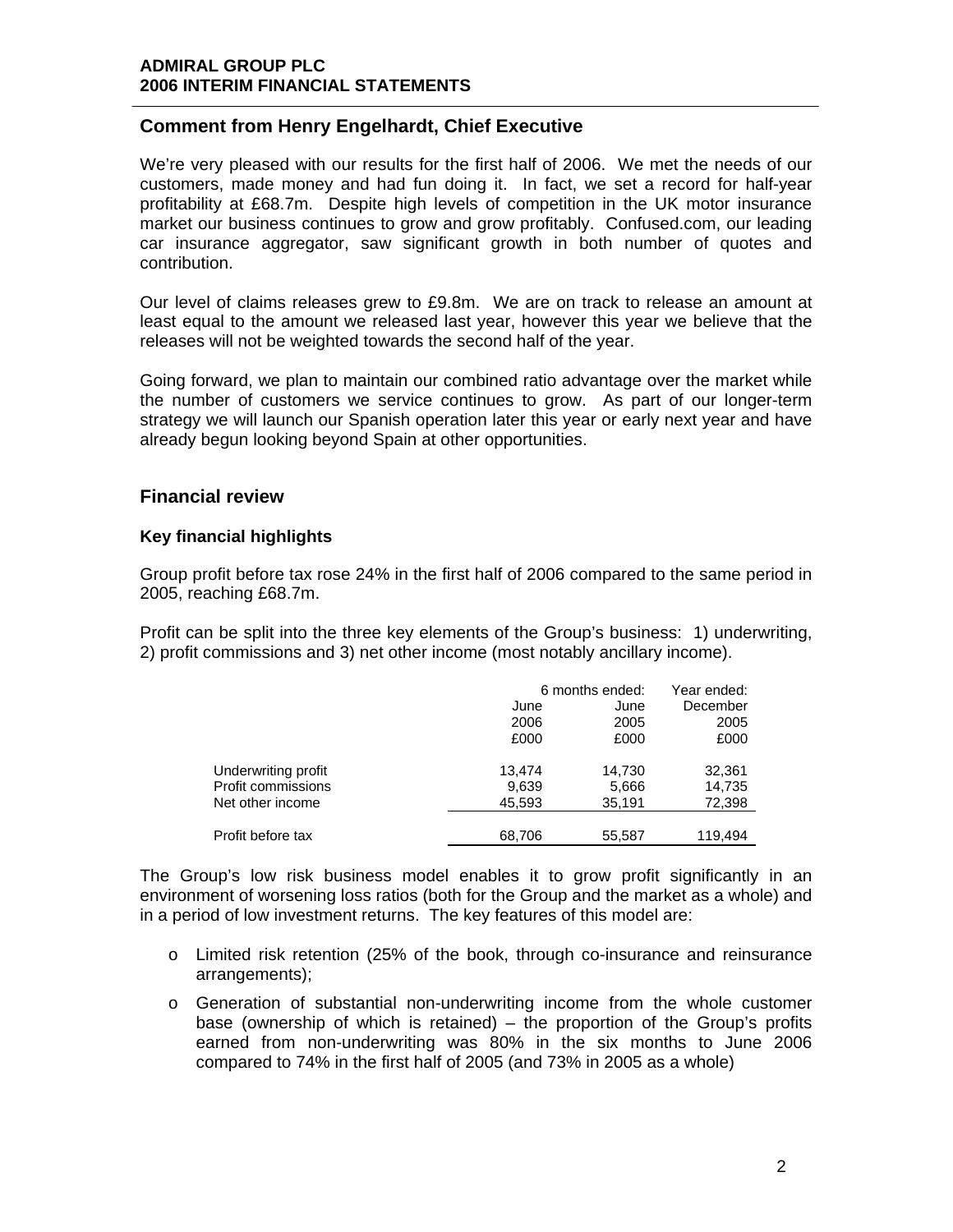# ADMIRAL GROUP PLC
## 2006 INTERIM FINANCIAL STATEMENTS

## Comment from Henry Engelhardt, Chief Executive

We're very pleased with our results for the first half of 2006. We met the needs of our customers, made money and had fun doing it. In fact, we set a record for half-year profitability at £68.7m. Despite high levels of competition in the UK motor insurance market our business continues to grow and grow profitably. Confused.com, our leading car insurance aggregator, saw significant growth in both number of quotes and contribution.

Our level of claims releases grew to £9.8m. We are on track to release an amount at least equal to the amount we released last year, however this year we believe that the releases will not be weighted towards the second half of the year.

Going forward, we plan to maintain our combined ratio advantage over the market while the number of customers we service continues to grow. As part of our longer-term strategy we will launch our Spanish operation later this year or early next year and have already begun looking beyond Spain at other opportunities.

## Financial review

### Key financial highlights

Group profit before tax rose 24% in the first half of 2006 compared to the same period in 2005, reaching £68.7m.

Profit can be split into the three key elements of the Group's business: 1) underwriting, 2) profit commissions and 3) net other income (most notably ancillary income).

| | 6 months ended: | | Year ended: |
|---|---|---|---|
| | June 2006 £000 | June 2005 £000 | December 2005 £000 |
| Underwriting profit | 13,474 | 14,730 | 32,361 |
| Profit commissions | 9,639 | 5,666 | 14,735 |
| Net other income | 45,593 | 35,191 | 72,398 |
| Profit before tax | 68,706 | 55,587 | 119,494 |

The Group's low risk business model enables it to grow profit significantly in an environment of worsening loss ratios (both for the Group and the market as a whole) and in a period of low investment returns. The key features of this model are:

- Limited risk retention (25% of the book, through co-insurance and reinsurance arrangements);
- Generation of substantial non-underwriting income from the whole customer base (ownership of which is retained) – the proportion of the Group's profits earned from non-underwriting was 80% in the six months to June 2006 compared to 74% in the first half of 2005 (and 73% in 2005 as a whole)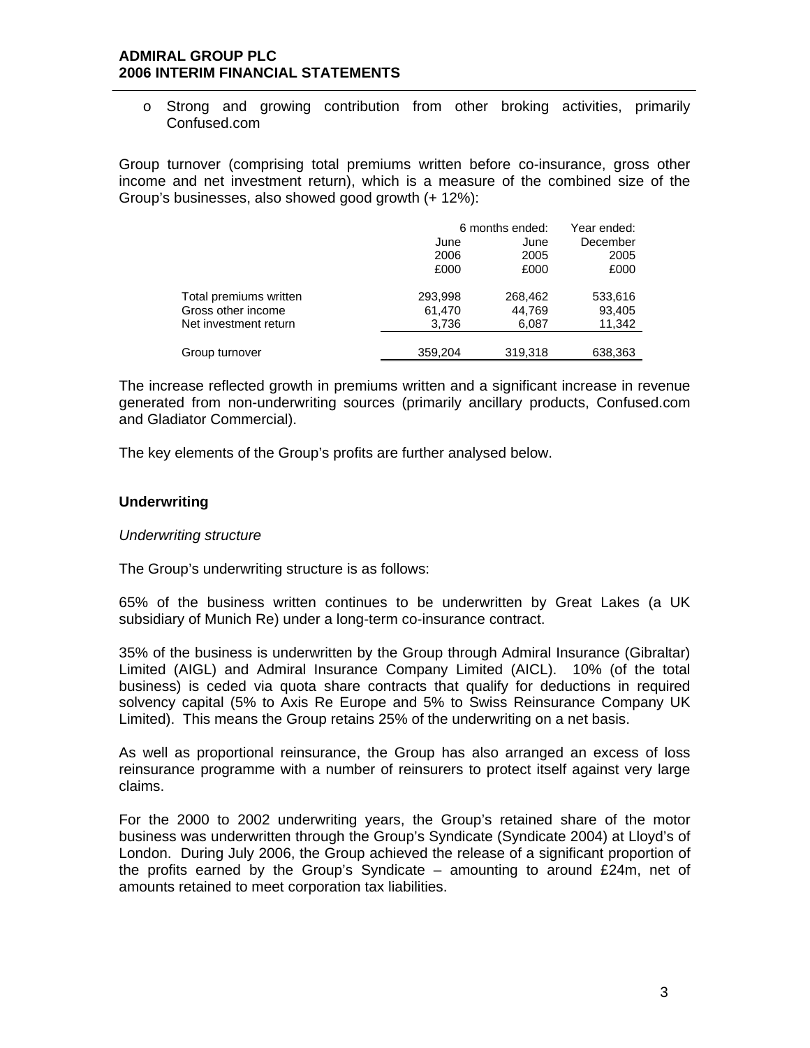- Strong and growing contribution from other broking activities, primarily Confused.com

Group turnover (comprising total premiums written before co-insurance, gross other income and net investment return), which is a measure of the combined size of the Group's businesses, also showed good growth (+ 12%):

| | 6 months ended: | | Year ended: |
|---|---|---|---|
| | June 2006 £000 | June 2005 £000 | December 2005 £000 |
| Total premiums written | 293,998 | 268,462 | 533,616 |
| Gross other income | 61,470 | 44,769 | 93,405 |
| Net investment return | 3,736 | 6,087 | 11,342 |
| Group turnover | 359,204 | 319,318 | 638,363 |

The increase reflected growth in premiums written and a significant increase in revenue generated from non-underwriting sources (primarily ancillary products, Confused.com and Gladiator Commercial).

The key elements of the Group's profits are further analysed below.

## Underwriting

*Underwriting structure*

The Group's underwriting structure is as follows:

65% of the business written continues to be underwritten by Great Lakes (a UK subsidiary of Munich Re) under a long-term co-insurance contract.

35% of the business is underwritten by the Group through Admiral Insurance (Gibraltar) Limited (AIGL) and Admiral Insurance Company Limited (AICL). 10% (of the total business) is ceded via quota share contracts that qualify for deductions in required solvency capital (5% to Axis Re Europe and 5% to Swiss Reinsurance Company UK Limited). This means the Group retains 25% of the underwriting on a net basis.

As well as proportional reinsurance, the Group has also arranged an excess of loss reinsurance programme with a number of reinsurers to protect itself against very large claims.

For the 2000 to 2002 underwriting years, the Group's retained share of the motor business was underwritten through the Group's Syndicate (Syndicate 2004) at Lloyd's of London. During July 2006, the Group achieved the release of a significant proportion of the profits earned by the Group's Syndicate – amounting to around £24m, net of amounts retained to meet corporation tax liabilities.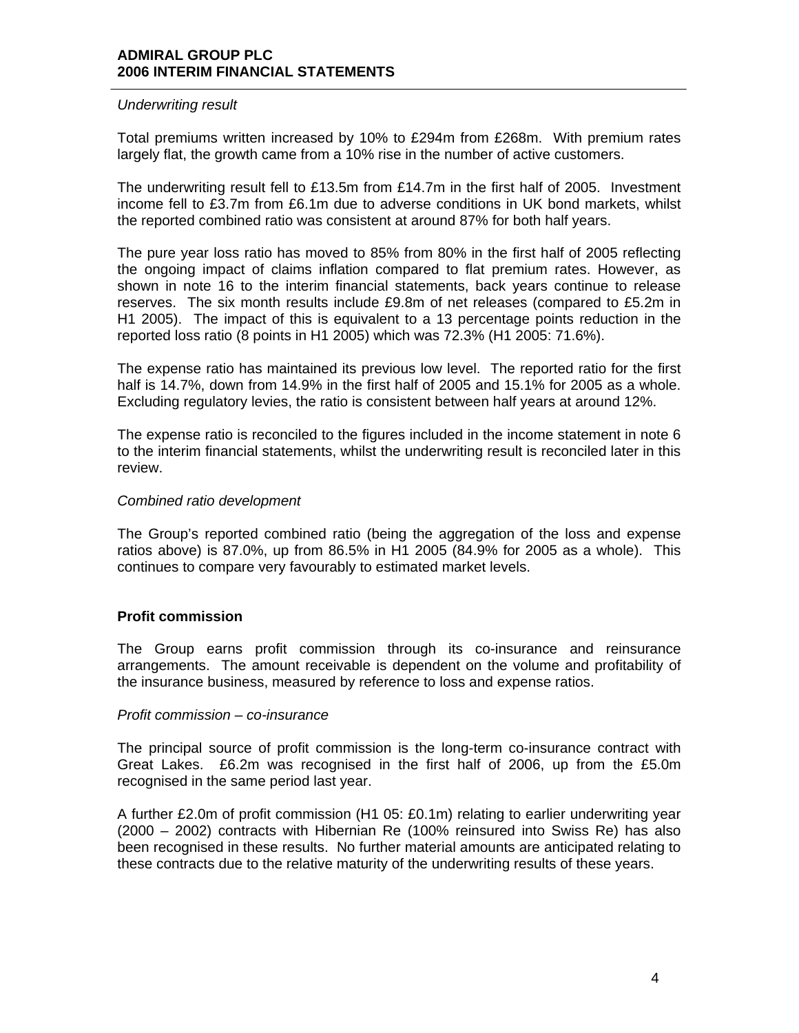*Underwriting result*

Total premiums written increased by 10% to £294m from £268m. With premium rates largely flat, the growth came from a 10% rise in the number of active customers.

The underwriting result fell to £13.5m from £14.7m in the first half of 2005. Investment income fell to £3.7m from £6.1m due to adverse conditions in UK bond markets, whilst the reported combined ratio was consistent at around 87% for both half years.

The pure year loss ratio has moved to 85% from 80% in the first half of 2005 reflecting the ongoing impact of claims inflation compared to flat premium rates. However, as shown in note 16 to the interim financial statements, back years continue to release reserves. The six month results include £9.8m of net releases (compared to £5.2m in H1 2005). The impact of this is equivalent to a 13 percentage points reduction in the reported loss ratio (8 points in H1 2005) which was 72.3% (H1 2005: 71.6%).

The expense ratio has maintained its previous low level. The reported ratio for the first half is 14.7%, down from 14.9% in the first half of 2005 and 15.1% for 2005 as a whole. Excluding regulatory levies, the ratio is consistent between half years at around 12%.

The expense ratio is reconciled to the figures included in the income statement in note 6 to the interim financial statements, whilst the underwriting result is reconciled later in this review.

*Combined ratio development*

The Group's reported combined ratio (being the aggregation of the loss and expense ratios above) is 87.0%, up from 86.5% in H1 2005 (84.9% for 2005 as a whole). This continues to compare very favourably to estimated market levels.

**Profit commission**

The Group earns profit commission through its co-insurance and reinsurance arrangements. The amount receivable is dependent on the volume and profitability of the insurance business, measured by reference to loss and expense ratios.

*Profit commission – co-insurance*

The principal source of profit commission is the long-term co-insurance contract with Great Lakes. £6.2m was recognised in the first half of 2006, up from the £5.0m recognised in the same period last year.

A further £2.0m of profit commission (H1 05: £0.1m) relating to earlier underwriting year (2000 – 2002) contracts with Hibernian Re (100% reinsured into Swiss Re) has also been recognised in these results. No further material amounts are anticipated relating to these contracts due to the relative maturity of the underwriting results of these years.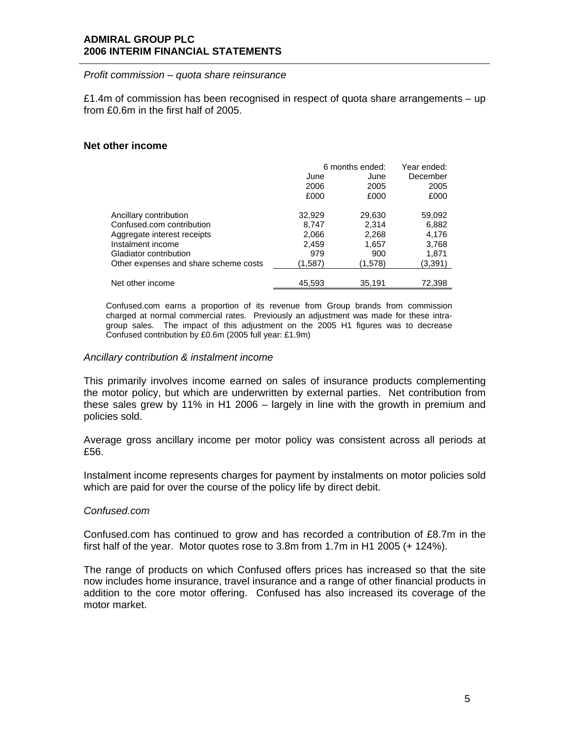*Profit commission – quota share reinsurance*

£1.4m of commission has been recognised in respect of quota share arrangements – up from £0.6m in the first half of 2005.

**Net other income**

| | 6 months ended: June 2006 £000 | 6 months ended: June 2005 £000 | Year ended: December 2005 £000 |
|---|---|---|---|
| Ancillary contribution | 32,929 | 29,630 | 59,092 |
| Confused.com contribution | 8,747 | 2,314 | 6,882 |
| Aggregate interest receipts | 2,066 | 2,268 | 4,176 |
| Instalment income | 2,459 | 1,657 | 3,768 |
| Gladiator contribution | 979 | 900 | 1,871 |
| Other expenses and share scheme costs | (1,587) | (1,578) | (3,391) |
| Net other income | 45,593 | 35,191 | 72,398 |

Confused.com earns a proportion of its revenue from Group brands from commission charged at normal commercial rates. Previously an adjustment was made for these intra-group sales. The impact of this adjustment on the 2005 H1 figures was to decrease Confused contribution by £0.6m (2005 full year: £1.9m)

*Ancillary contribution & instalment income*

This primarily involves income earned on sales of insurance products complementing the motor policy, but which are underwritten by external parties. Net contribution from these sales grew by 11% in H1 2006 – largely in line with the growth in premium and policies sold.

Average gross ancillary income per motor policy was consistent across all periods at £56.

Instalment income represents charges for payment by instalments on motor policies sold which are paid for over the course of the policy life by direct debit.

*Confused.com*

Confused.com has continued to grow and has recorded a contribution of £8.7m in the first half of the year. Motor quotes rose to 3.8m from 1.7m in H1 2005 (+ 124%).

The range of products on which Confused offers prices has increased so that the site now includes home insurance, travel insurance and a range of other financial products in addition to the core motor offering. Confused has also increased its coverage of the motor market.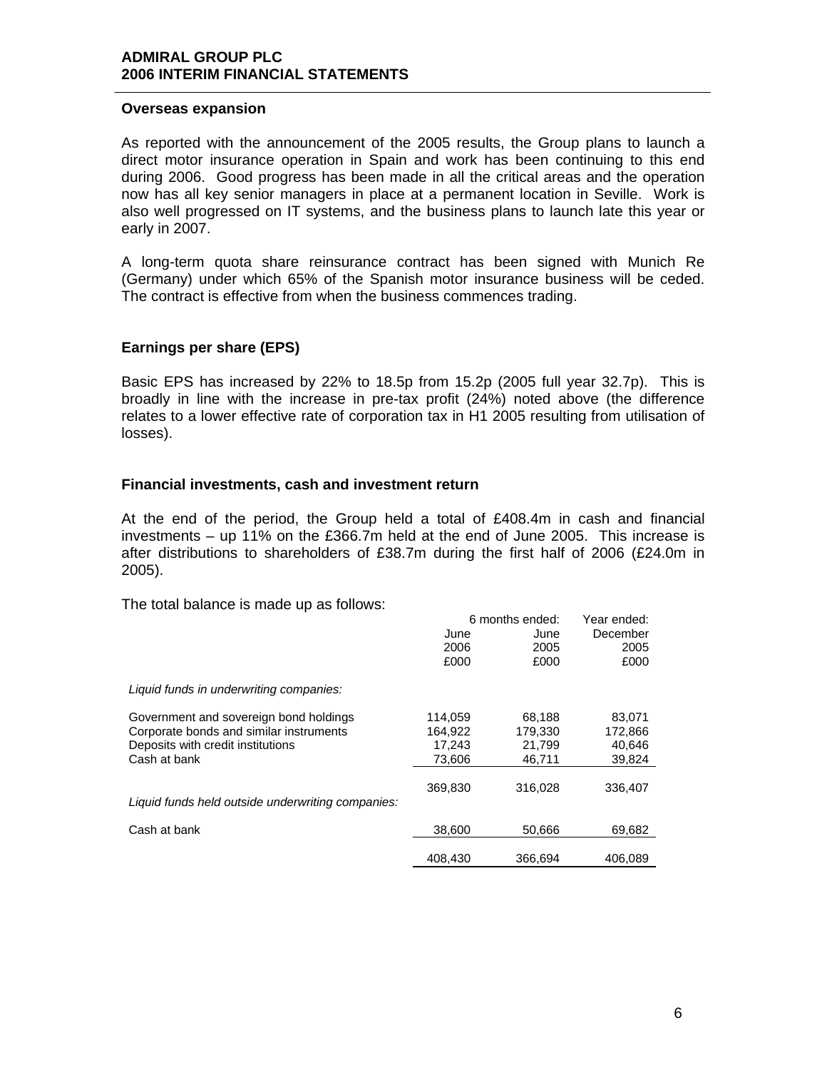## Overseas expansion

As reported with the announcement of the 2005 results, the Group plans to launch a direct motor insurance operation in Spain and work has been continuing to this end during 2006. Good progress has been made in all the critical areas and the operation now has all key senior managers in place at a permanent location in Seville. Work is also well progressed on IT systems, and the business plans to launch late this year or early in 2007.

A long-term quota share reinsurance contract has been signed with Munich Re (Germany) under which 65% of the Spanish motor insurance business will be ceded. The contract is effective from when the business commences trading.

## Earnings per share (EPS)

Basic EPS has increased by 22% to 18.5p from 15.2p (2005 full year 32.7p). This is broadly in line with the increase in pre-tax profit (24%) noted above (the difference relates to a lower effective rate of corporation tax in H1 2005 resulting from utilisation of losses).

## Financial investments, cash and investment return

At the end of the period, the Group held a total of £408.4m in cash and financial investments – up 11% on the £366.7m held at the end of June 2005. This increase is after distributions to shareholders of £38.7m during the first half of 2006 (£24.0m in 2005).

The total balance is made up as follows:

| | 6 months ended: | | Year ended: |
|---|---|---|---|
| | June 2006 £000 | June 2005 £000 | December 2005 £000 |
| *Liquid funds in underwriting companies:* | | | |
| Government and sovereign bond holdings | 114,059 | 68,188 | 83,071 |
| Corporate bonds and similar instruments | 164,922 | 179,330 | 172,866 |
| Deposits with credit institutions | 17,243 | 21,799 | 40,646 |
| Cash at bank | 73,606 | 46,711 | 39,824 |
| | 369,830 | 316,028 | 336,407 |
| *Liquid funds held outside underwriting companies:* | | | |
| Cash at bank | 38,600 | 50,666 | 69,682 |
| | 408,430 | 366,694 | 406,089 |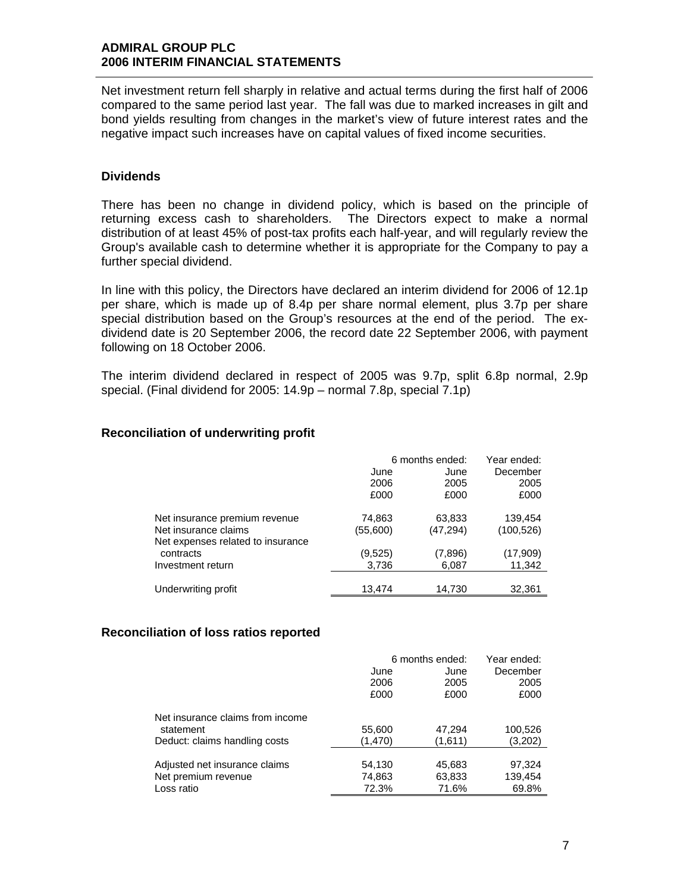Net investment return fell sharply in relative and actual terms during the first half of 2006 compared to the same period last year. The fall was due to marked increases in gilt and bond yields resulting from changes in the market's view of future interest rates and the negative impact such increases have on capital values of fixed income securities.

### Dividends

There has been no change in dividend policy, which is based on the principle of returning excess cash to shareholders. The Directors expect to make a normal distribution of at least 45% of post-tax profits each half-year, and will regularly review the Group's available cash to determine whether it is appropriate for the Company to pay a further special dividend.

In line with this policy, the Directors have declared an interim dividend for 2006 of 12.1p per share, which is made up of 8.4p per share normal element, plus 3.7p per share special distribution based on the Group's resources at the end of the period. The ex-dividend date is 20 September 2006, the record date 22 September 2006, with payment following on 18 October 2006.

The interim dividend declared in respect of 2005 was 9.7p, split 6.8p normal, 2.9p special. (Final dividend for 2005: 14.9p – normal 7.8p, special 7.1p)

### Reconciliation of underwriting profit

| | 6 months ended: | | Year ended: |
|---|---|---|---|
| | June 2006 £000 | June 2005 £000 | December 2005 £000 |
| Net insurance premium revenue | 74,863 | 63,833 | 139,454 |
| Net insurance claims | (55,600) | (47,294) | (100,526) |
| Net expenses related to insurance contracts | (9,525) | (7,896) | (17,909) |
| Investment return | 3,736 | 6,087 | 11,342 |
| Underwriting profit | 13,474 | 14,730 | 32,361 |

### Reconciliation of loss ratios reported

| | 6 months ended: | | Year ended: |
|---|---|---|---|
| | June 2006 £000 | June 2005 £000 | December 2005 £000 |
| Net insurance claims from income statement | 55,600 | 47,294 | 100,526 |
| Deduct: claims handling costs | (1,470) | (1,611) | (3,202) |
| Adjusted net insurance claims | 54,130 | 45,683 | 97,324 |
| Net premium revenue | 74,863 | 63,833 | 139,454 |
| Loss ratio | 72.3% | 71.6% | 69.8% |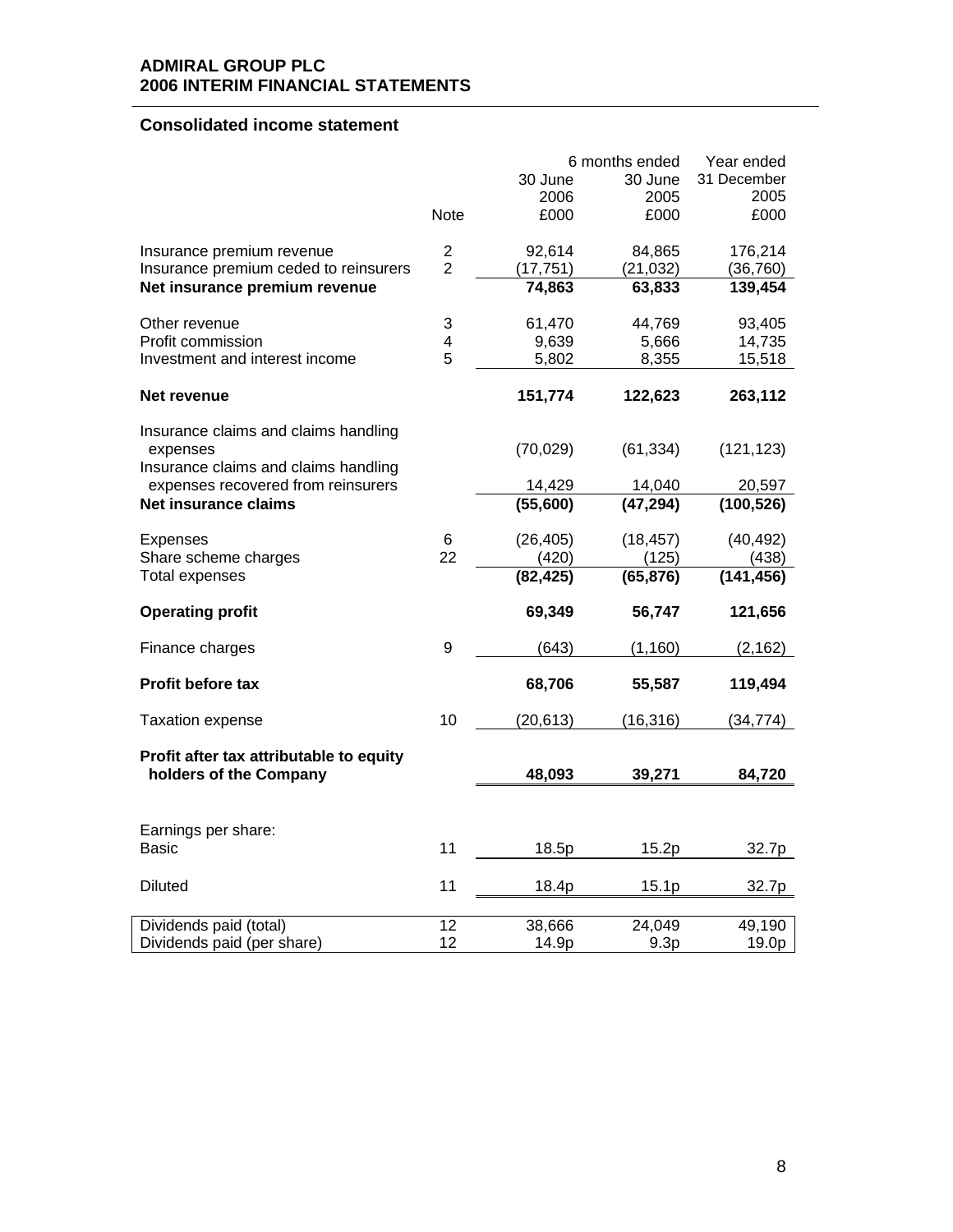**ADMIRAL GROUP PLC**
**2006 INTERIM FINANCIAL STATEMENTS**

## Consolidated income statement

| | Note | 6 months ended 30 June 2006 £000 | 6 months ended 30 June 2005 £000 | Year ended 31 December 2005 £000 |
|---|---|---|---|---|
| Insurance premium revenue | 2 | 92,614 | 84,865 | 176,214 |
| Insurance premium ceded to reinsurers | 2 | (17,751) | (21,032) | (36,760) |
| **Net insurance premium revenue** | | **74,863** | **63,833** | **139,454** |
| Other revenue | 3 | 61,470 | 44,769 | 93,405 |
| Profit commission | 4 | 9,639 | 5,666 | 14,735 |
| Investment and interest income | 5 | 5,802 | 8,355 | 15,518 |
| **Net revenue** | | **151,774** | **122,623** | **263,112** |
| Insurance claims and claims handling expenses | | (70,029) | (61,334) | (121,123) |
| Insurance claims and claims handling expenses recovered from reinsurers | | 14,429 | 14,040 | 20,597 |
| **Net insurance claims** | | **(55,600)** | **(47,294)** | **(100,526)** |
| Expenses | 6 | (26,405) | (18,457) | (40,492) |
| Share scheme charges | 22 | (420) | (125) | (438) |
| Total expenses | | **(82,425)** | **(65,876)** | **(141,456)** |
| **Operating profit** | | **69,349** | **56,747** | **121,656** |
| Finance charges | 9 | (643) | (1,160) | (2,162) |
| **Profit before tax** | | **68,706** | **55,587** | **119,494** |
| Taxation expense | 10 | (20,613) | (16,316) | (34,774) |
| **Profit after tax attributable to equity holders of the Company** | | **48,093** | **39,271** | **84,720** |
| Earnings per share: | | | | |
| Basic | 11 | 18.5p | 15.2p | 32.7p |
| Diluted | 11 | 18.4p | 15.1p | 32.7p |
| Dividends paid (total) | 12 | 38,666 | 24,049 | 49,190 |
| Dividends paid (per share) | 12 | 14.9p | 9.3p | 19.0p |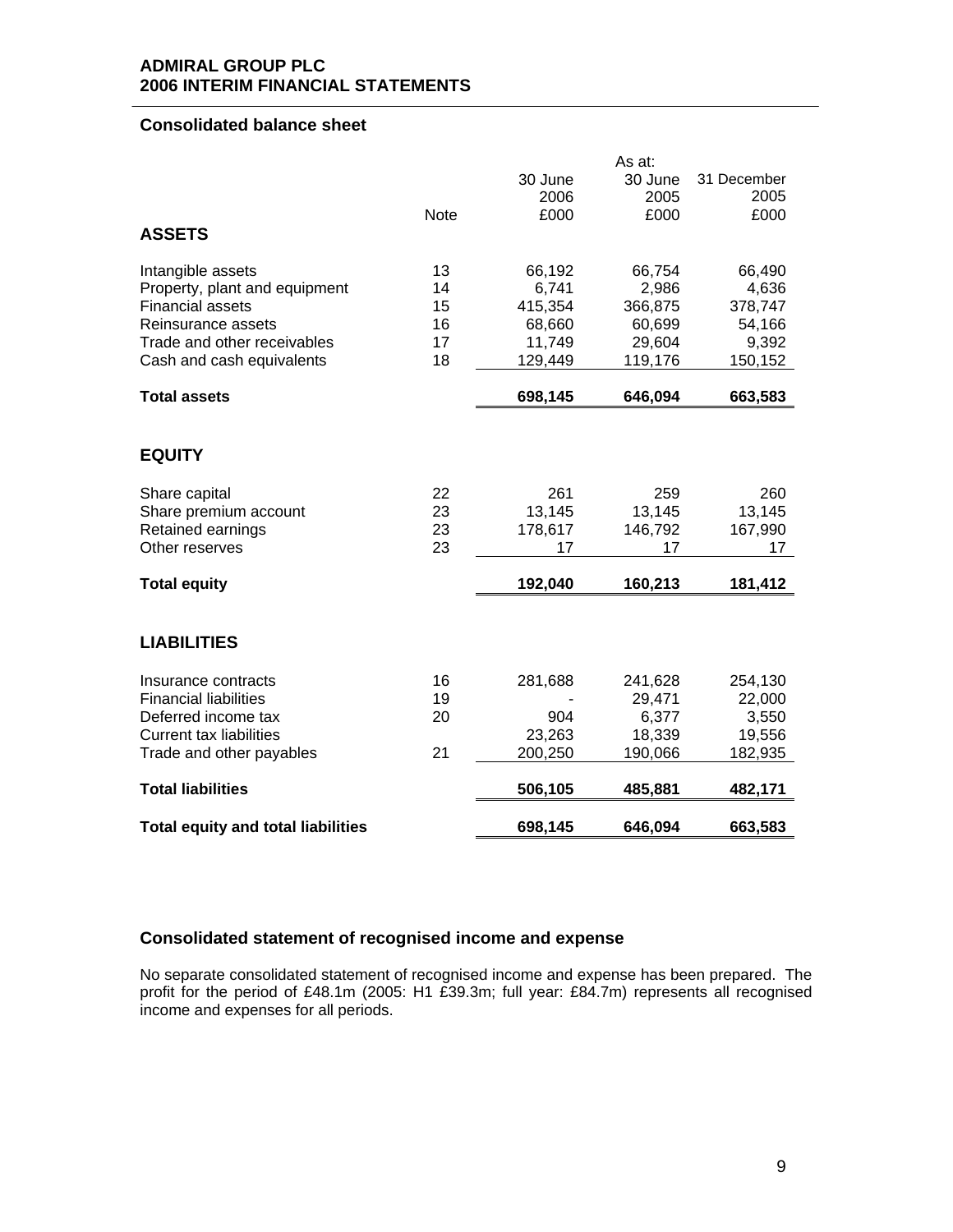## Consolidated balance sheet

| | Note | 30 June 2006 £000 | 30 June 2005 £000 | 31 December 2005 £000 |
|---|---|---|---|---|
| | | As at: | | |
| **ASSETS** | | | | |
| Intangible assets | 13 | 66,192 | 66,754 | 66,490 |
| Property, plant and equipment | 14 | 6,741 | 2,986 | 4,636 |
| Financial assets | 15 | 415,354 | 366,875 | 378,747 |
| Reinsurance assets | 16 | 68,660 | 60,699 | 54,166 |
| Trade and other receivables | 17 | 11,749 | 29,604 | 9,392 |
| Cash and cash equivalents | 18 | 129,449 | 119,176 | 150,152 |
| **Total assets** | | **698,145** | **646,094** | **663,583** |
| **EQUITY** | | | | |
| Share capital | 22 | 261 | 259 | 260 |
| Share premium account | 23 | 13,145 | 13,145 | 13,145 |
| Retained earnings | 23 | 178,617 | 146,792 | 167,990 |
| Other reserves | 23 | 17 | 17 | 17 |
| **Total equity** | | **192,040** | **160,213** | **181,412** |
| **LIABILITIES** | | | | |
| Insurance contracts | 16 | 281,688 | 241,628 | 254,130 |
| Financial liabilities | 19 | - | 29,471 | 22,000 |
| Deferred income tax | 20 | 904 | 6,377 | 3,550 |
| Current tax liabilities | | 23,263 | 18,339 | 19,556 |
| Trade and other payables | 21 | 200,250 | 190,066 | 182,935 |
| **Total liabilities** | | **506,105** | **485,881** | **482,171** |
| **Total equity and total liabilities** | | **698,145** | **646,094** | **663,583** |

## Consolidated statement of recognised income and expense

No separate consolidated statement of recognised income and expense has been prepared. The profit for the period of £48.1m (2005: H1 £39.3m; full year: £84.7m) represents all recognised income and expenses for all periods.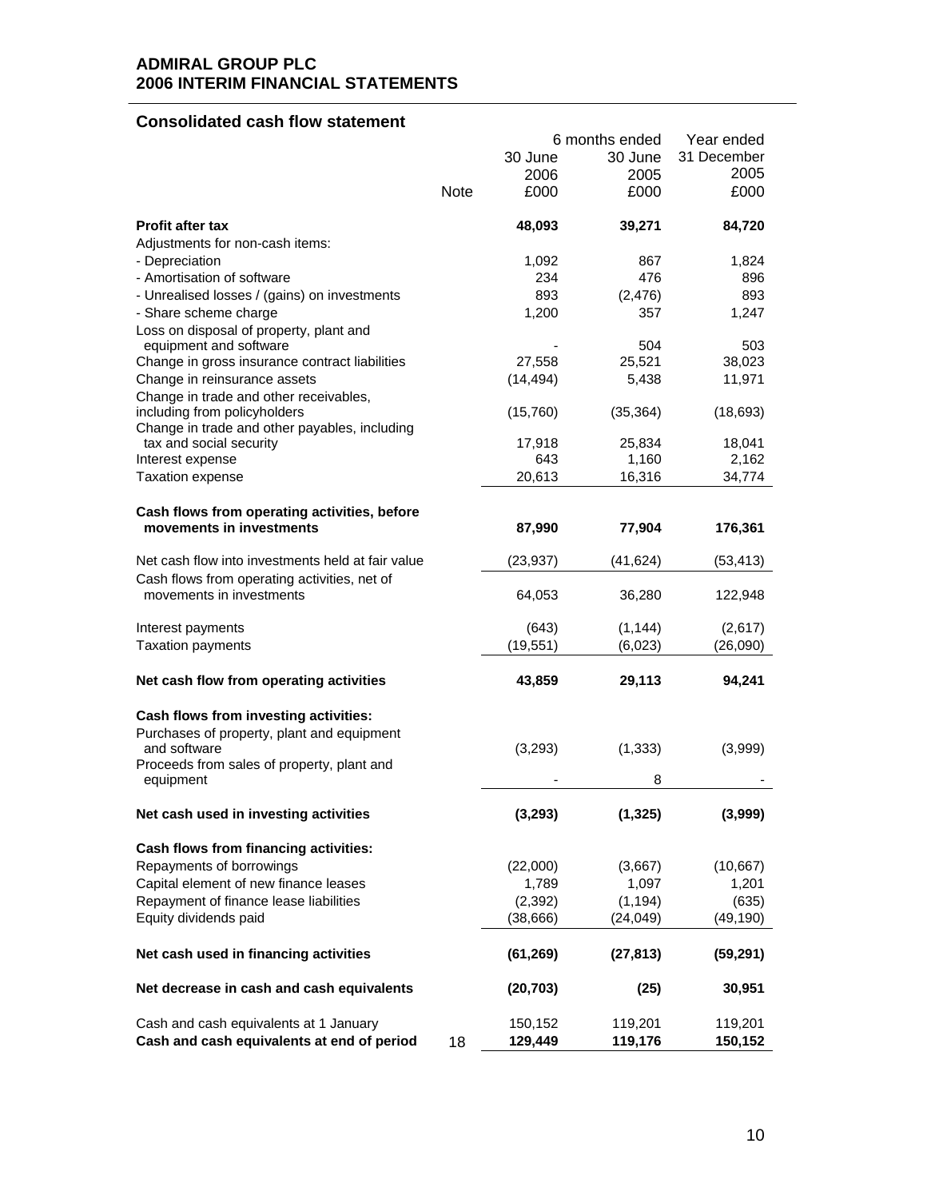**ADMIRAL GROUP PLC**
**2006 INTERIM FINANCIAL STATEMENTS**

## Consolidated cash flow statement

| | Note | 6 months ended 30 June 2006 £000 | 6 months ended 30 June 2005 £000 | Year ended 31 December 2005 £000 |
|---|---|---|---|---|
| **Profit after tax** | | **48,093** | **39,271** | **84,720** |
| Adjustments for non-cash items: | | | | |
| - Depreciation | | 1,092 | 867 | 1,824 |
| - Amortisation of software | | 234 | 476 | 896 |
| - Unrealised losses / (gains) on investments | | 893 | (2,476) | 893 |
| - Share scheme charge | | 1,200 | 357 | 1,247 |
| Loss on disposal of property, plant and equipment and software | | - | 504 | 503 |
| Change in gross insurance contract liabilities | | 27,558 | 25,521 | 38,023 |
| Change in reinsurance assets | | (14,494) | 5,438 | 11,971 |
| Change in trade and other receivables, including from policyholders | | (15,760) | (35,364) | (18,693) |
| Change in trade and other payables, including tax and social security | | 17,918 | 25,834 | 18,041 |
| Interest expense | | 643 | 1,160 | 2,162 |
| Taxation expense | | 20,613 | 16,316 | 34,774 |
| **Cash flows from operating activities, before movements in investments** | | **87,990** | **77,904** | **176,361** |
| Net cash flow into investments held at fair value | | (23,937) | (41,624) | (53,413) |
| Cash flows from operating activities, net of movements in investments | | 64,053 | 36,280 | 122,948 |
| Interest payments | | (643) | (1,144) | (2,617) |
| Taxation payments | | (19,551) | (6,023) | (26,090) |
| **Net cash flow from operating activities** | | **43,859** | **29,113** | **94,241** |
| **Cash flows from investing activities:** | | | | |
| Purchases of property, plant and equipment and software | | (3,293) | (1,333) | (3,999) |
| Proceeds from sales of property, plant and equipment | | - | 8 | - |
| **Net cash used in investing activities** | | **(3,293)** | **(1,325)** | **(3,999)** |
| **Cash flows from financing activities:** | | | | |
| Repayments of borrowings | | (22,000) | (3,667) | (10,667) |
| Capital element of new finance leases | | 1,789 | 1,097 | 1,201 |
| Repayment of finance lease liabilities | | (2,392) | (1,194) | (635) |
| Equity dividends paid | | (38,666) | (24,049) | (49,190) |
| **Net cash used in financing activities** | | **(61,269)** | **(27,813)** | **(59,291)** |
| **Net decrease in cash and cash equivalents** | | **(20,703)** | **(25)** | **30,951** |
| Cash and cash equivalents at 1 January | | 150,152 | 119,201 | 119,201 |
| **Cash and cash equivalents at end of period** | 18 | **129,449** | **119,176** | **150,152** |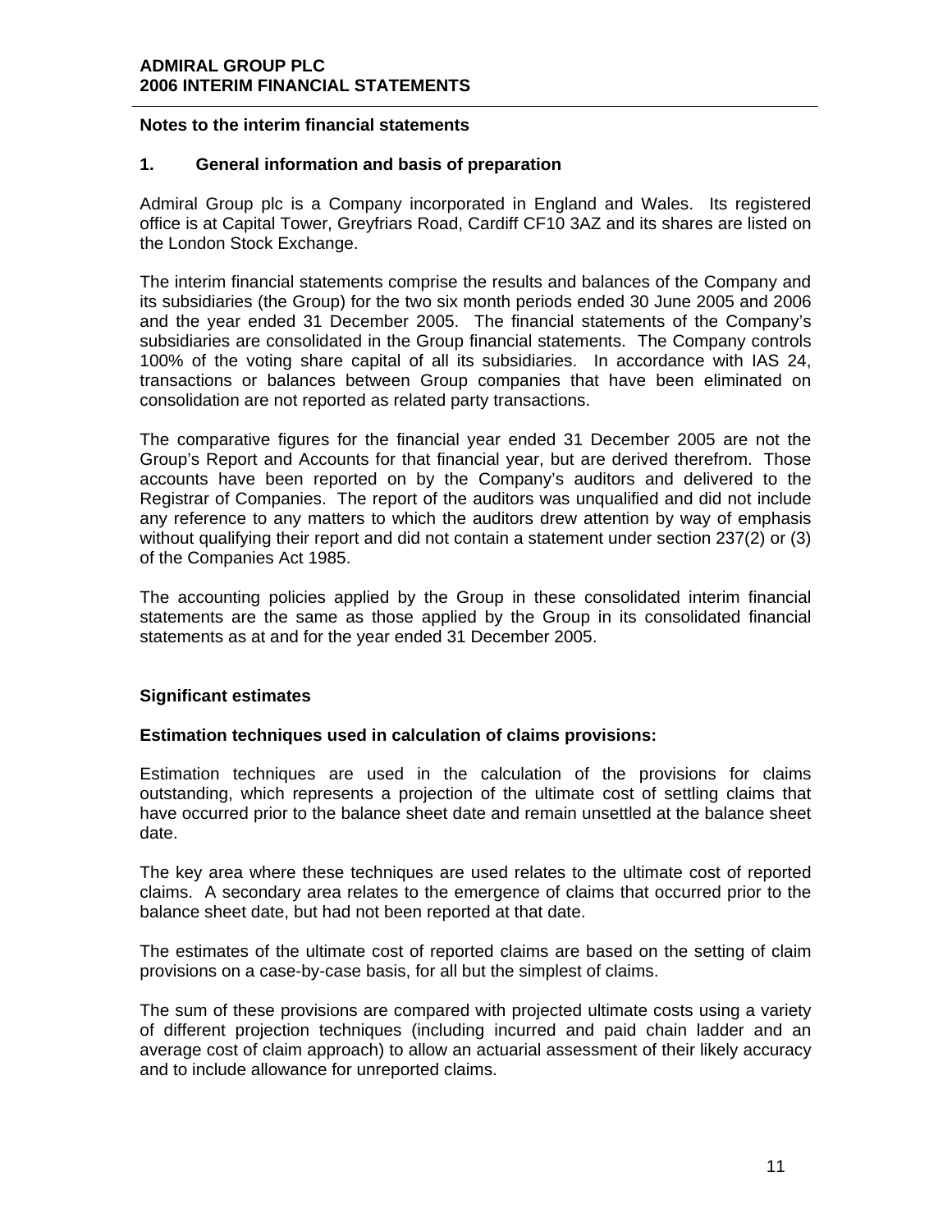## Notes to the interim financial statements

### 1. General information and basis of preparation

Admiral Group plc is a Company incorporated in England and Wales. Its registered office is at Capital Tower, Greyfriars Road, Cardiff CF10 3AZ and its shares are listed on the London Stock Exchange.

The interim financial statements comprise the results and balances of the Company and its subsidiaries (the Group) for the two six month periods ended 30 June 2005 and 2006 and the year ended 31 December 2005. The financial statements of the Company's subsidiaries are consolidated in the Group financial statements. The Company controls 100% of the voting share capital of all its subsidiaries. In accordance with IAS 24, transactions or balances between Group companies that have been eliminated on consolidation are not reported as related party transactions.

The comparative figures for the financial year ended 31 December 2005 are not the Group's Report and Accounts for that financial year, but are derived therefrom. Those accounts have been reported on by the Company's auditors and delivered to the Registrar of Companies. The report of the auditors was unqualified and did not include any reference to any matters to which the auditors drew attention by way of emphasis without qualifying their report and did not contain a statement under section 237(2) or (3) of the Companies Act 1985.

The accounting policies applied by the Group in these consolidated interim financial statements are the same as those applied by the Group in its consolidated financial statements as at and for the year ended 31 December 2005.

### Significant estimates

**Estimation techniques used in calculation of claims provisions:**

Estimation techniques are used in the calculation of the provisions for claims outstanding, which represents a projection of the ultimate cost of settling claims that have occurred prior to the balance sheet date and remain unsettled at the balance sheet date.

The key area where these techniques are used relates to the ultimate cost of reported claims. A secondary area relates to the emergence of claims that occurred prior to the balance sheet date, but had not been reported at that date.

The estimates of the ultimate cost of reported claims are based on the setting of claim provisions on a case-by-case basis, for all but the simplest of claims.

The sum of these provisions are compared with projected ultimate costs using a variety of different projection techniques (including incurred and paid chain ladder and an average cost of claim approach) to allow an actuarial assessment of their likely accuracy and to include allowance for unreported claims.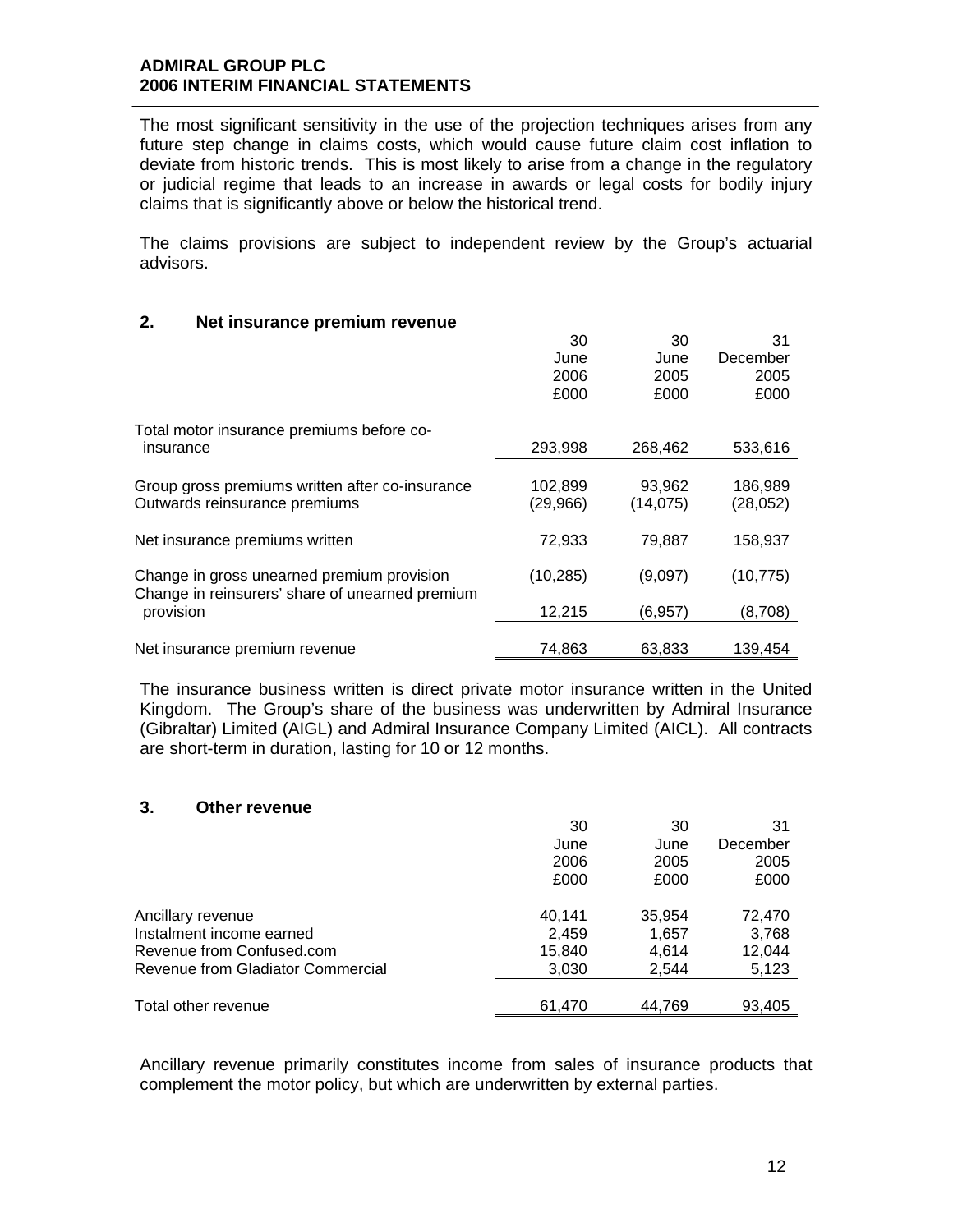The most significant sensitivity in the use of the projection techniques arises from any future step change in claims costs, which would cause future claim cost inflation to deviate from historic trends. This is most likely to arise from a change in the regulatory or judicial regime that leads to an increase in awards or legal costs for bodily injury claims that is significantly above or below the historical trend.

The claims provisions are subject to independent review by the Group's actuarial advisors.

## 2. Net insurance premium revenue

| | 30 June 2006 £000 | 30 June 2005 £000 | 31 December 2005 £000 |
|---|---|---|---|
| Total motor insurance premiums before co-insurance | 293,998 | 268,462 | 533,616 |
| Group gross premiums written after co-insurance | 102,899 | 93,962 | 186,989 |
| Outwards reinsurance premiums | (29,966) | (14,075) | (28,052) |
| Net insurance premiums written | 72,933 | 79,887 | 158,937 |
| Change in gross unearned premium provision | (10,285) | (9,097) | (10,775) |
| Change in reinsurers' share of unearned premium provision | 12,215 | (6,957) | (8,708) |
| Net insurance premium revenue | 74,863 | 63,833 | 139,454 |

The insurance business written is direct private motor insurance written in the United Kingdom. The Group's share of the business was underwritten by Admiral Insurance (Gibraltar) Limited (AIGL) and Admiral Insurance Company Limited (AICL). All contracts are short-term in duration, lasting for 10 or 12 months.

## 3. Other revenue

| | 30 June 2006 £000 | 30 June 2005 £000 | 31 December 2005 £000 |
|---|---|---|---|
| Ancillary revenue | 40,141 | 35,954 | 72,470 |
| Instalment income earned | 2,459 | 1,657 | 3,768 |
| Revenue from Confused.com | 15,840 | 4,614 | 12,044 |
| Revenue from Gladiator Commercial | 3,030 | 2,544 | 5,123 |
| Total other revenue | 61,470 | 44,769 | 93,405 |

Ancillary revenue primarily constitutes income from sales of insurance products that complement the motor policy, but which are underwritten by external parties.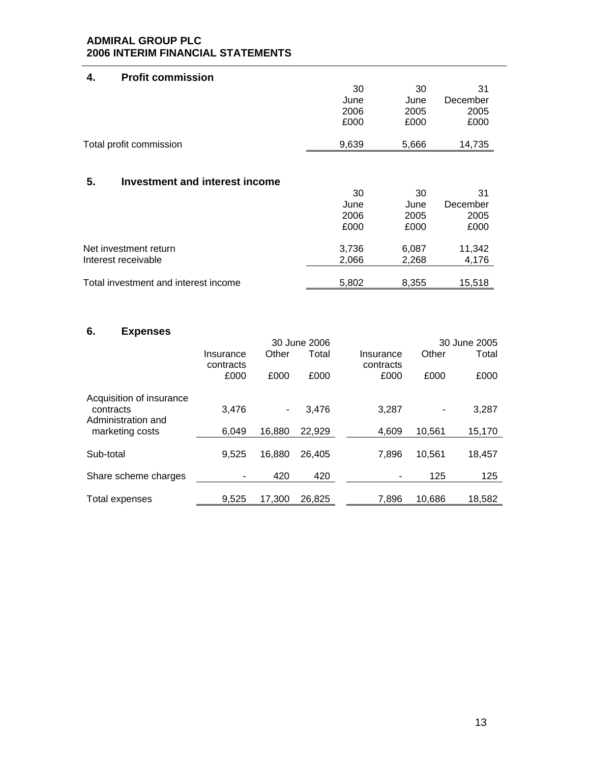## 4. Profit commission

| | 30 June 2006 £000 | 30 June 2005 £000 | 31 December 2005 £000 |
|---|---|---|---|
| Total profit commission | 9,639 | 5,666 | 14,735 |

## 5. Investment and interest income

| | 30 June 2006 £000 | 30 June 2005 £000 | 31 December 2005 £000 |
|---|---|---|---|
| Net investment return | 3,736 | 6,087 | 11,342 |
| Interest receivable | 2,066 | 2,268 | 4,176 |
| Total investment and interest income | 5,802 | 8,355 | 15,518 |

## 6. Expenses

| | 30 June 2006 | | | 30 June 2005 | | |
|---|---|---|---|---|---|---|
| | Insurance contracts £000 | Other £000 | Total £000 | Insurance contracts £000 | Other £000 | Total £000 |
| Acquisition of insurance contracts | 3,476 | - | 3,476 | 3,287 | - | 3,287 |
| Administration and marketing costs | 6,049 | 16,880 | 22,929 | 4,609 | 10,561 | 15,170 |
| Sub-total | 9,525 | 16,880 | 26,405 | 7,896 | 10,561 | 18,457 |
| Share scheme charges | - | 420 | 420 | - | 125 | 125 |
| Total expenses | 9,525 | 17,300 | 26,825 | 7,896 | 10,686 | 18,582 |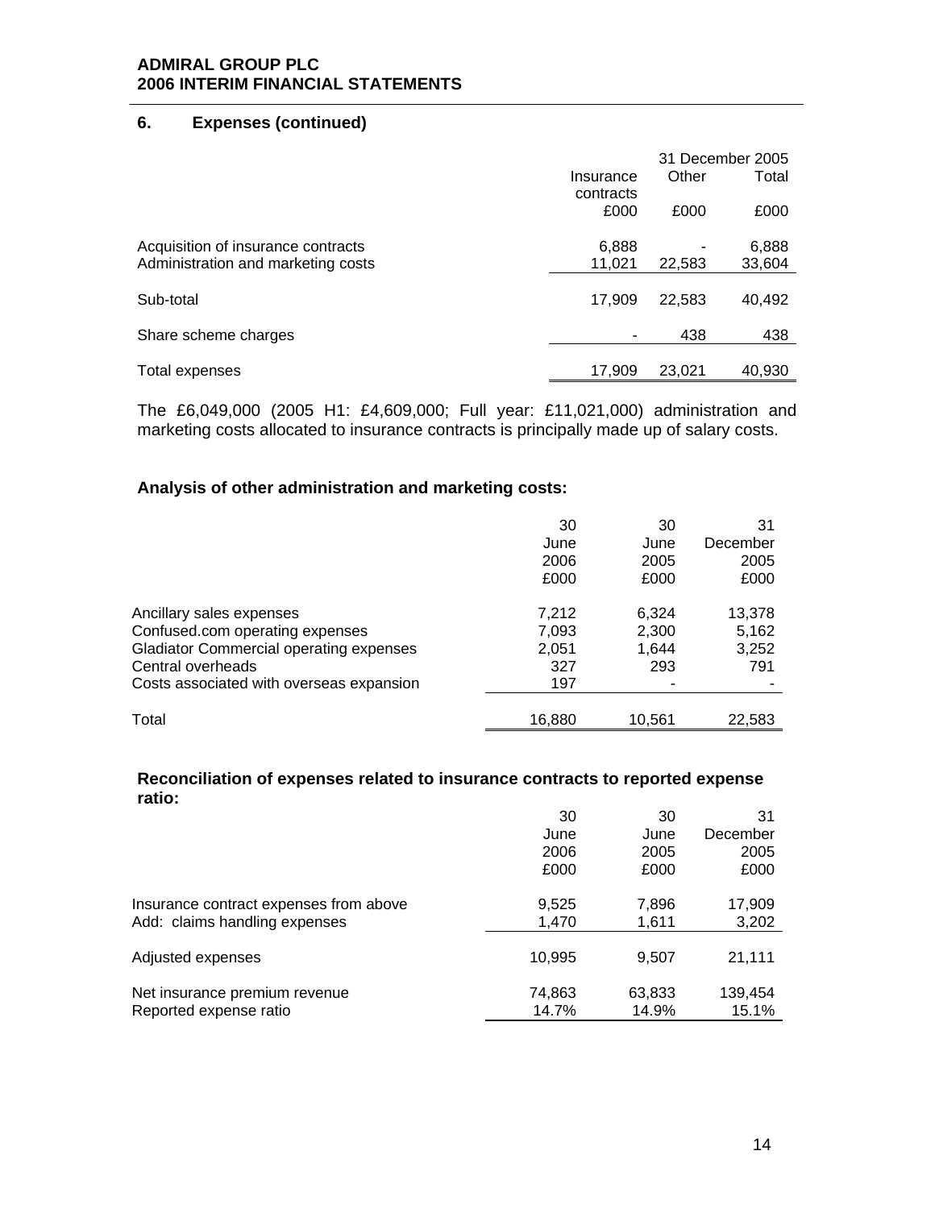## 6. Expenses (continued)

| | 31 December 2005 | | |
|---|---|---|---|
| | Insurance contracts | Other | Total |
| | £000 | £000 | £000 |
| Acquisition of insurance contracts | 6,888 | - | 6,888 |
| Administration and marketing costs | 11,021 | 22,583 | 33,604 |
| Sub-total | 17,909 | 22,583 | 40,492 |
| Share scheme charges | - | 438 | 438 |
| Total expenses | 17,909 | 23,021 | 40,930 |

The £6,049,000 (2005 H1: £4,609,000; Full year: £11,021,000) administration and marketing costs allocated to insurance contracts is principally made up of salary costs.

### Analysis of other administration and marketing costs:

| | 30 June 2006 | 30 June 2005 | 31 December 2005 |
|---|---|---|---|
| | £000 | £000 | £000 |
| Ancillary sales expenses | 7,212 | 6,324 | 13,378 |
| Confused.com operating expenses | 7,093 | 2,300 | 5,162 |
| Gladiator Commercial operating expenses | 2,051 | 1,644 | 3,252 |
| Central overheads | 327 | 293 | 791 |
| Costs associated with overseas expansion | 197 | - | - |
| Total | 16,880 | 10,561 | 22,583 |

### Reconciliation of expenses related to insurance contracts to reported expense ratio:

| | 30 June 2006 | 30 June 2005 | 31 December 2005 |
|---|---|---|---|
| | £000 | £000 | £000 |
| Insurance contract expenses from above | 9,525 | 7,896 | 17,909 |
| Add: claims handling expenses | 1,470 | 1,611 | 3,202 |
| Adjusted expenses | 10,995 | 9,507 | 21,111 |
| Net insurance premium revenue | 74,863 | 63,833 | 139,454 |
| Reported expense ratio | 14.7% | 14.9% | 15.1% |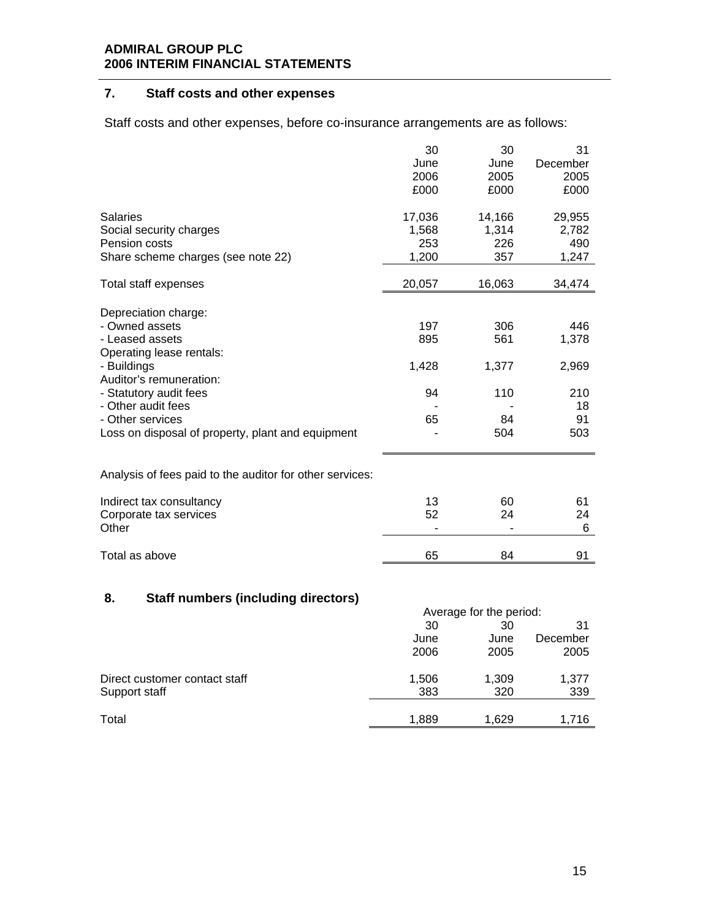## 7. Staff costs and other expenses

Staff costs and other expenses, before co-insurance arrangements are as follows:

| | 30 June 2006 £000 | 30 June 2005 £000 | 31 December 2005 £000 |
|---|---|---|---|
| Salaries | 17,036 | 14,166 | 29,955 |
| Social security charges | 1,568 | 1,314 | 2,782 |
| Pension costs | 253 | 226 | 490 |
| Share scheme charges (see note 22) | 1,200 | 357 | 1,247 |
| Total staff expenses | 20,057 | 16,063 | 34,474 |
| Depreciation charge: | | | |
| - Owned assets | 197 | 306 | 446 |
| - Leased assets | 895 | 561 | 1,378 |
| Operating lease rentals: | | | |
| - Buildings | 1,428 | 1,377 | 2,969 |
| Auditor's remuneration: | | | |
| - Statutory audit fees | 94 | 110 | 210 |
| - Other audit fees | - | - | 18 |
| - Other services | 65 | 84 | 91 |
| Loss on disposal of property, plant and equipment | - | 504 | 503 |

Analysis of fees paid to the auditor for other services:

| | 30 June 2006 £000 | 30 June 2005 £000 | 31 December 2005 £000 |
|---|---|---|---|
| Indirect tax consultancy | 13 | 60 | 61 |
| Corporate tax services | 52 | 24 | 24 |
| Other | - | - | 6 |
| Total as above | 65 | 84 | 91 |

## 8. Staff numbers (including directors)

| | Average for the period: | | |
|---|---|---|---|
| | 30 June 2006 | 30 June 2005 | 31 December 2005 |
| Direct customer contact staff | 1,506 | 1,309 | 1,377 |
| Support staff | 383 | 320 | 339 |
| Total | 1,889 | 1,629 | 1,716 |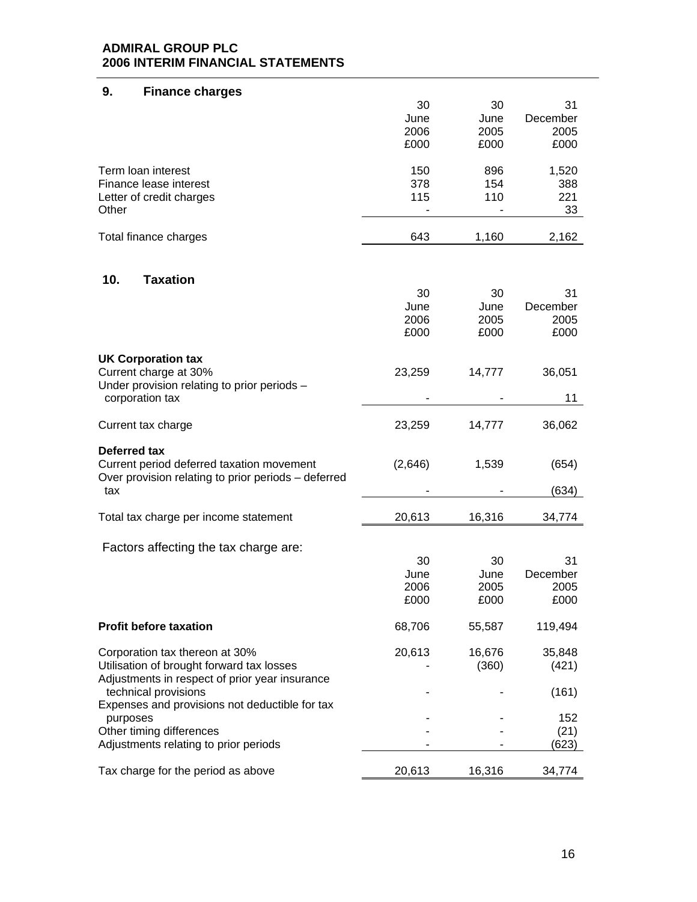## 9. Finance charges

| | 30 June 2006 £000 | 30 June 2005 £000 | 31 December 2005 £000 |
|---|---|---|---|
| Term loan interest | 150 | 896 | 1,520 |
| Finance lease interest | 378 | 154 | 388 |
| Letter of credit charges | 115 | 110 | 221 |
| Other | - | - | 33 |
| Total finance charges | 643 | 1,160 | 2,162 |

## 10. Taxation

| | 30 June 2006 £000 | 30 June 2005 £000 | 31 December 2005 £000 |
|---|---|---|---|
| **UK Corporation tax** | | | |
| Current charge at 30% | 23,259 | 14,777 | 36,051 |
| Under provision relating to prior periods – corporation tax | - | - | 11 |
| Current tax charge | 23,259 | 14,777 | 36,062 |
| **Deferred tax** | | | |
| Current period deferred taxation movement | (2,646) | 1,539 | (654) |
| Over provision relating to prior periods – deferred tax | - | - | (634) |
| Total tax charge per income statement | 20,613 | 16,316 | 34,774 |

Factors affecting the tax charge are:

| | 30 June 2006 £000 | 30 June 2005 £000 | 31 December 2005 £000 |
|---|---|---|---|
| **Profit before taxation** | 68,706 | 55,587 | 119,494 |
| Corporation tax thereon at 30% | 20,613 | 16,676 | 35,848 |
| Utilisation of brought forward tax losses | - | (360) | (421) |
| Adjustments in respect of prior year insurance technical provisions | - | - | (161) |
| Expenses and provisions not deductible for tax purposes | - | - | 152 |
| Other timing differences | - | - | (21) |
| Adjustments relating to prior periods | - | - | (623) |
| Tax charge for the period as above | 20,613 | 16,316 | 34,774 |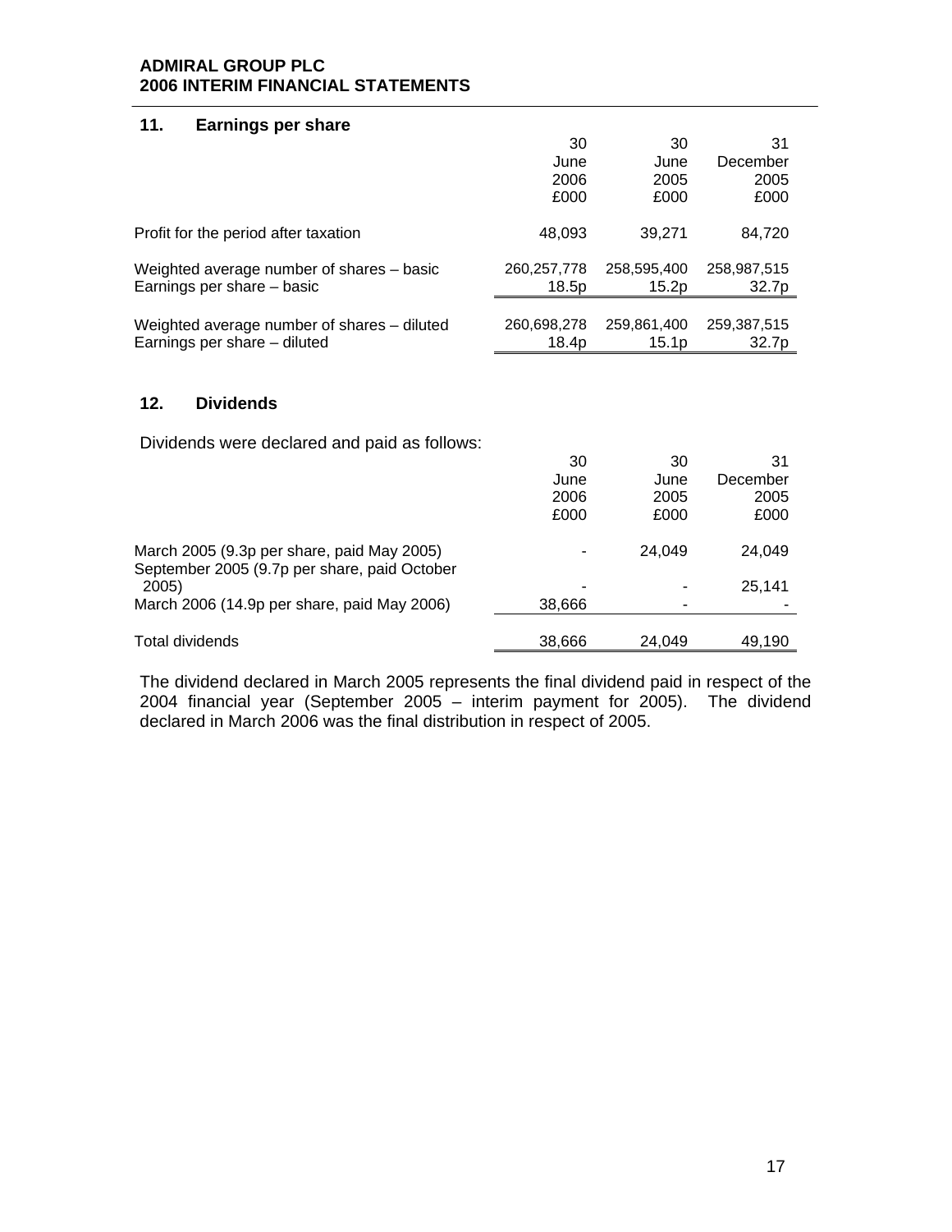## 11. Earnings per share

| | 30 June 2006 £000 | 30 June 2005 £000 | 31 December 2005 £000 |
|---|---|---|---|
| Profit for the period after taxation | 48,093 | 39,271 | 84,720 |
| Weighted average number of shares – basic | 260,257,778 | 258,595,400 | 258,987,515 |
| Earnings per share – basic | 18.5p | 15.2p | 32.7p |
| Weighted average number of shares – diluted | 260,698,278 | 259,861,400 | 259,387,515 |
| Earnings per share – diluted | 18.4p | 15.1p | 32.7p |

## 12. Dividends

Dividends were declared and paid as follows:

| | 30 June 2006 £000 | 30 June 2005 £000 | 31 December 2005 £000 |
|---|---|---|---|
| March 2005 (9.3p per share, paid May 2005) | - | 24,049 | 24,049 |
| September 2005 (9.7p per share, paid October 2005) | - | - | 25,141 |
| March 2006 (14.9p per share, paid May 2006) | 38,666 | - | - |
| Total dividends | 38,666 | 24,049 | 49,190 |

The dividend declared in March 2005 represents the final dividend paid in respect of the 2004 financial year (September 2005 – interim payment for 2005). The dividend declared in March 2006 was the final distribution in respect of 2005.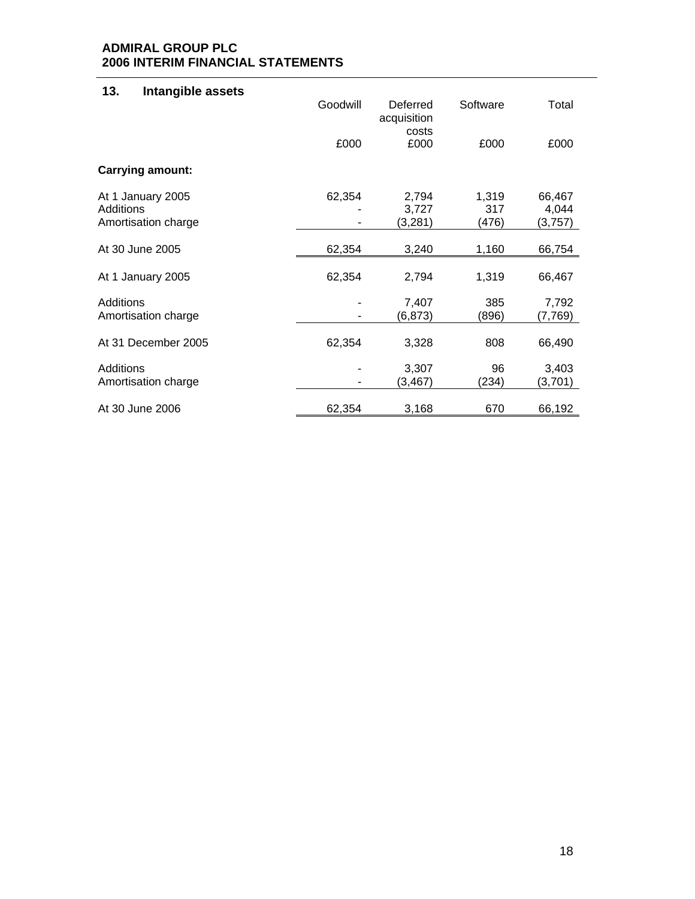## 13. Intangible assets

| | Goodwill | Deferred acquisition costs | Software | Total |
|---|---|---|---|---|
| | £000 | £000 | £000 | £000 |
| **Carrying amount:** | | | | |
| At 1 January 2005 | 62,354 | 2,794 | 1,319 | 66,467 |
| Additions | - | 3,727 | 317 | 4,044 |
| Amortisation charge | - | (3,281) | (476) | (3,757) |
| At 30 June 2005 | 62,354 | 3,240 | 1,160 | 66,754 |
| At 1 January 2005 | 62,354 | 2,794 | 1,319 | 66,467 |
| Additions | - | 7,407 | 385 | 7,792 |
| Amortisation charge | - | (6,873) | (896) | (7,769) |
| At 31 December 2005 | 62,354 | 3,328 | 808 | 66,490 |
| Additions | - | 3,307 | 96 | 3,403 |
| Amortisation charge | - | (3,467) | (234) | (3,701) |
| At 30 June 2006 | 62,354 | 3,168 | 670 | 66,192 |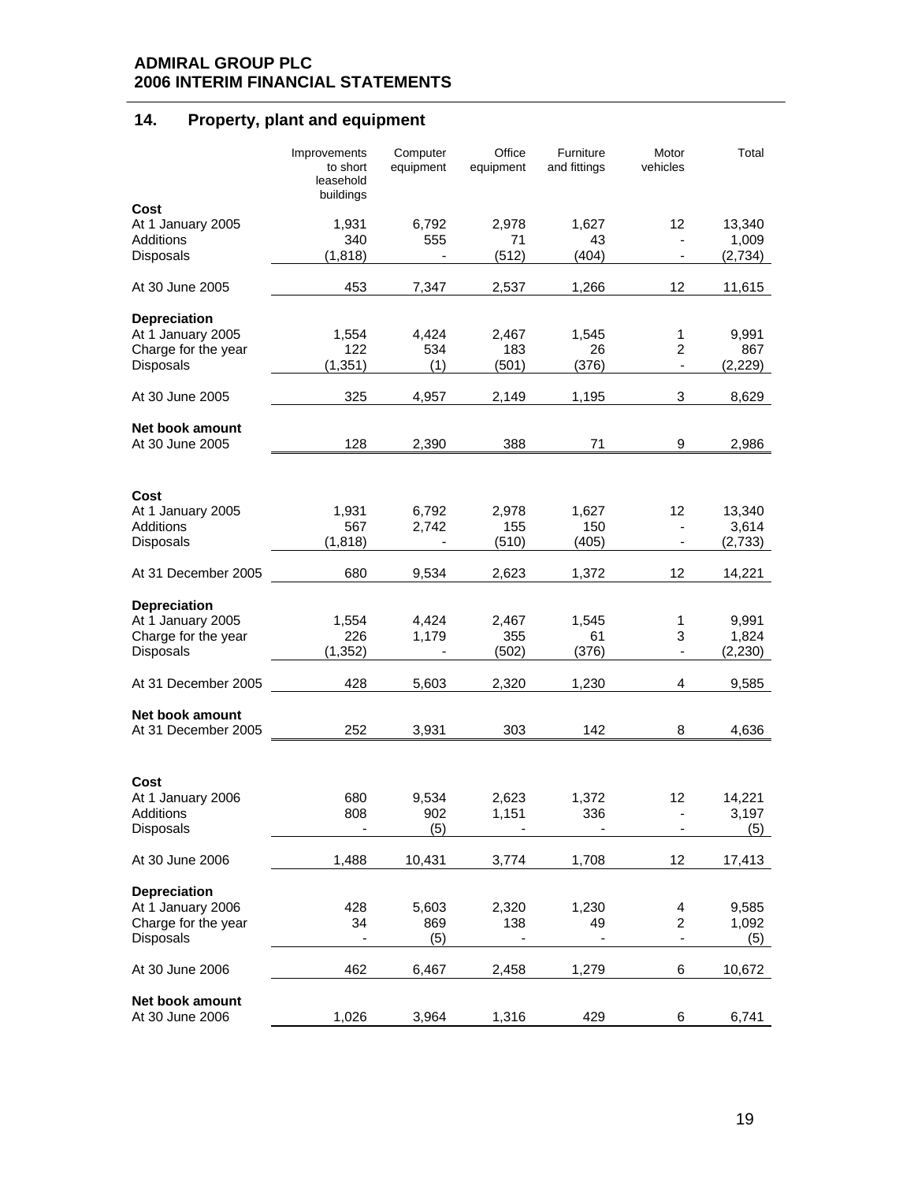## 14. Property, plant and equipment

| | Improvements to short leasehold buildings | Computer equipment | Office equipment | Furniture and fittings | Motor vehicles | Total |
|---|---|---|---|---|---|---|
| **Cost** | | | | | | |
| At 1 January 2005 | 1,931 | 6,792 | 2,978 | 1,627 | 12 | 13,340 |
| Additions | 340 | 555 | 71 | 43 | - | 1,009 |
| Disposals | (1,818) | - | (512) | (404) | - | (2,734) |
| At 30 June 2005 | 453 | 7,347 | 2,537 | 1,266 | 12 | 11,615 |
| **Depreciation** | | | | | | |
| At 1 January 2005 | 1,554 | 4,424 | 2,467 | 1,545 | 1 | 9,991 |
| Charge for the year | 122 | 534 | 183 | 26 | 2 | 867 |
| Disposals | (1,351) | (1) | (501) | (376) | - | (2,229) |
| At 30 June 2005 | 325 | 4,957 | 2,149 | 1,195 | 3 | 8,629 |
| **Net book amount** | | | | | | |
| At 30 June 2005 | 128 | 2,390 | 388 | 71 | 9 | 2,986 |
| **Cost** | | | | | | |
| At 1 January 2005 | 1,931 | 6,792 | 2,978 | 1,627 | 12 | 13,340 |
| Additions | 567 | 2,742 | 155 | 150 | - | 3,614 |
| Disposals | (1,818) | - | (510) | (405) | - | (2,733) |
| At 31 December 2005 | 680 | 9,534 | 2,623 | 1,372 | 12 | 14,221 |
| **Depreciation** | | | | | | |
| At 1 January 2005 | 1,554 | 4,424 | 2,467 | 1,545 | 1 | 9,991 |
| Charge for the year | 226 | 1,179 | 355 | 61 | 3 | 1,824 |
| Disposals | (1,352) | - | (502) | (376) | - | (2,230) |
| At 31 December 2005 | 428 | 5,603 | 2,320 | 1,230 | 4 | 9,585 |
| **Net book amount** | | | | | | |
| At 31 December 2005 | 252 | 3,931 | 303 | 142 | 8 | 4,636 |
| **Cost** | | | | | | |
| At 1 January 2006 | 680 | 9,534 | 2,623 | 1,372 | 12 | 14,221 |
| Additions | 808 | 902 | 1,151 | 336 | - | 3,197 |
| Disposals | - | (5) | - | - | - | (5) |
| At 30 June 2006 | 1,488 | 10,431 | 3,774 | 1,708 | 12 | 17,413 |
| **Depreciation** | | | | | | |
| At 1 January 2006 | 428 | 5,603 | 2,320 | 1,230 | 4 | 9,585 |
| Charge for the year | 34 | 869 | 138 | 49 | 2 | 1,092 |
| Disposals | - | (5) | - | - | - | (5) |
| At 30 June 2006 | 462 | 6,467 | 2,458 | 1,279 | 6 | 10,672 |
| **Net book amount** | | | | | | |
| At 30 June 2006 | 1,026 | 3,964 | 1,316 | 429 | 6 | 6,741 |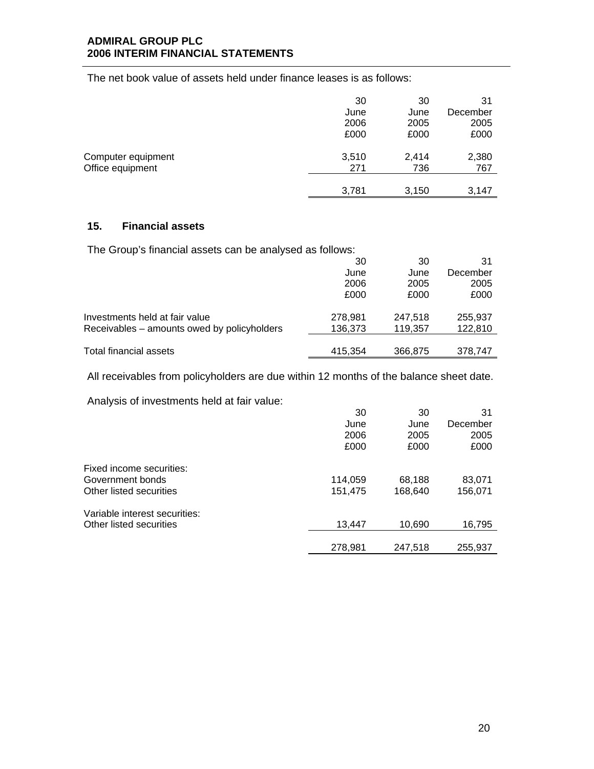The net book value of assets held under finance leases is as follows:

| | 30 June 2006 £000 | 30 June 2005 £000 | 31 December 2005 £000 |
|---|---|---|---|
| Computer equipment | 3,510 | 2,414 | 2,380 |
| Office equipment | 271 | 736 | 767 |
| | 3,781 | 3,150 | 3,147 |

## 15. Financial assets

The Group's financial assets can be analysed as follows:

| | 30 June 2006 £000 | 30 June 2005 £000 | 31 December 2005 £000 |
|---|---|---|---|
| Investments held at fair value | 278,981 | 247,518 | 255,937 |
| Receivables – amounts owed by policyholders | 136,373 | 119,357 | 122,810 |
| Total financial assets | 415,354 | 366,875 | 378,747 |

All receivables from policyholders are due within 12 months of the balance sheet date.

Analysis of investments held at fair value:

| | 30 June 2006 £000 | 30 June 2005 £000 | 31 December 2005 £000 |
|---|---|---|---|
| Fixed income securities: | | | |
| Government bonds | 114,059 | 68,188 | 83,071 |
| Other listed securities | 151,475 | 168,640 | 156,071 |
| Variable interest securities: | | | |
| Other listed securities | 13,447 | 10,690 | 16,795 |
| | 278,981 | 247,518 | 255,937 |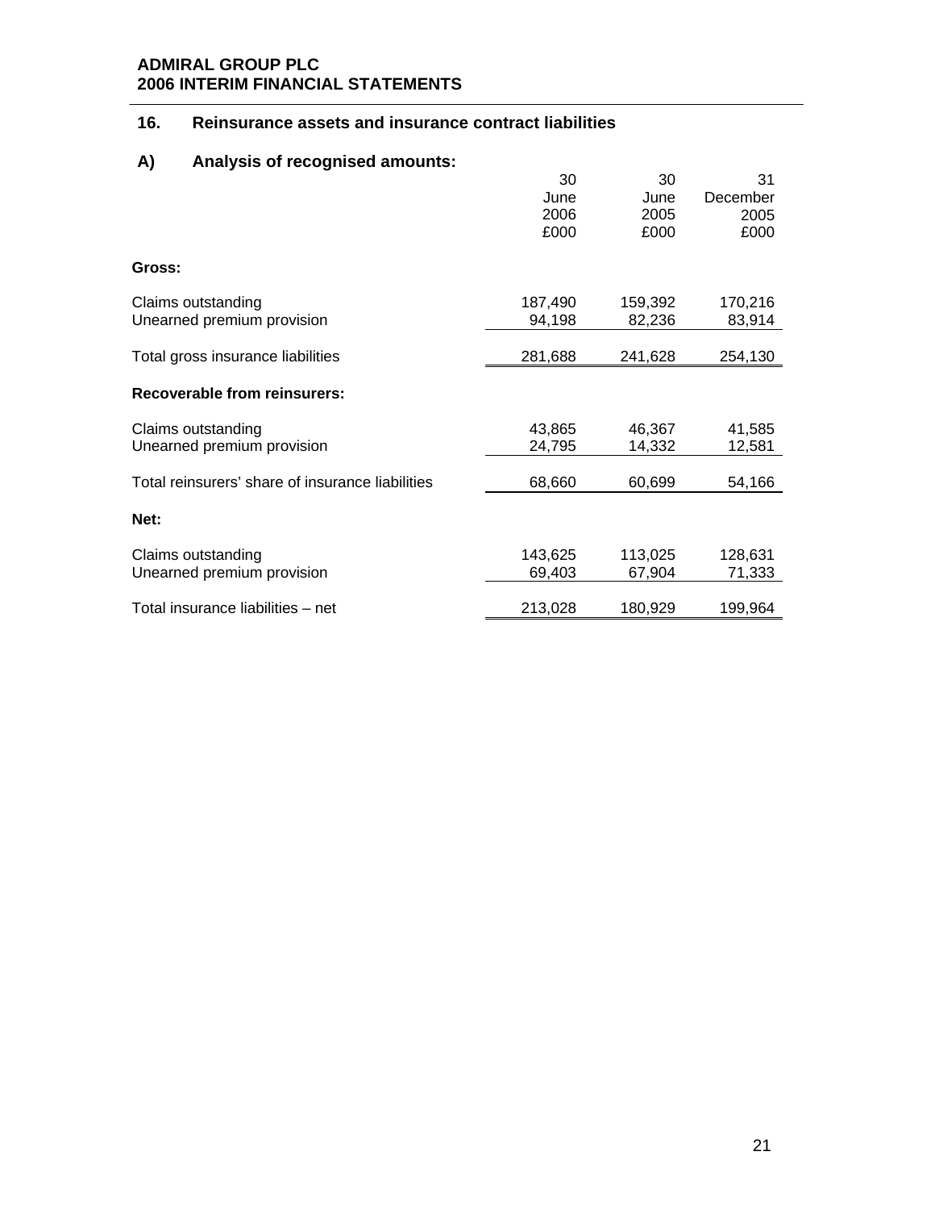## 16. Reinsurance assets and insurance contract liabilities

### A) Analysis of recognised amounts:

| | 30 June 2006 £000 | 30 June 2005 £000 | 31 December 2005 £000 |
|---|---|---|---|
| **Gross:** | | | |
| Claims outstanding | 187,490 | 159,392 | 170,216 |
| Unearned premium provision | 94,198 | 82,236 | 83,914 |
| Total gross insurance liabilities | 281,688 | 241,628 | 254,130 |
| **Recoverable from reinsurers:** | | | |
| Claims outstanding | 43,865 | 46,367 | 41,585 |
| Unearned premium provision | 24,795 | 14,332 | 12,581 |
| Total reinsurers' share of insurance liabilities | 68,660 | 60,699 | 54,166 |
| **Net:** | | | |
| Claims outstanding | 143,625 | 113,025 | 128,631 |
| Unearned premium provision | 69,403 | 67,904 | 71,333 |
| Total insurance liabilities – net | 213,028 | 180,929 | 199,964 |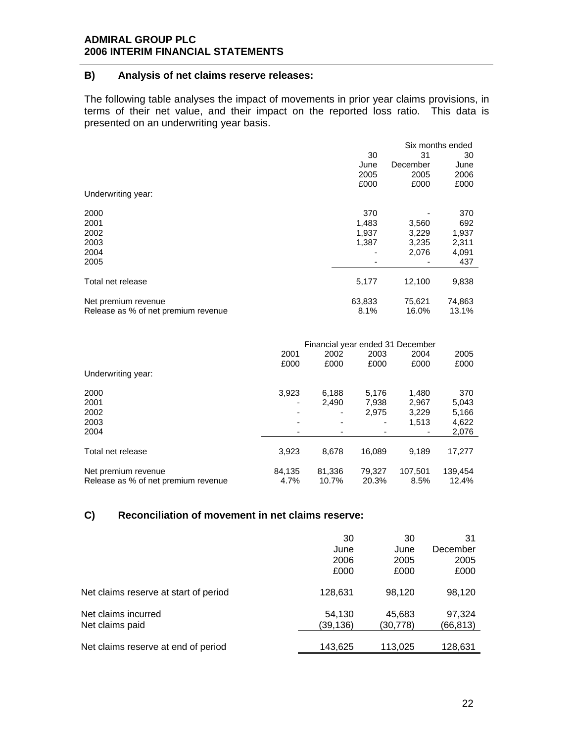## B) Analysis of net claims reserve releases:

The following table analyses the impact of movements in prior year claims provisions, in terms of their net value, and their impact on the reported loss ratio. This data is presented on an underwriting year basis.

| | Six months ended | | |
|---|---|---|---|
| | 30 June 2005 £000 | 31 December 2005 £000 | 30 June 2006 £000 |
| Underwriting year: | | | |
| 2000 | 370 | - | 370 |
| 2001 | 1,483 | 3,560 | 692 |
| 2002 | 1,937 | 3,229 | 1,937 |
| 2003 | 1,387 | 3,235 | 2,311 |
| 2004 | - | 2,076 | 4,091 |
| 2005 | - | - | 437 |
| Total net release | 5,177 | 12,100 | 9,838 |
| Net premium revenue | 63,833 | 75,621 | 74,863 |
| Release as % of net premium revenue | 8.1% | 16.0% | 13.1% |

| | Financial year ended 31 December | | | | |
|---|---|---|---|---|---|
| | 2001 £000 | 2002 £000 | 2003 £000 | 2004 £000 | 2005 £000 |
| Underwriting year: | | | | | |
| 2000 | 3,923 | 6,188 | 5,176 | 1,480 | 370 |
| 2001 | - | 2,490 | 7,938 | 2,967 | 5,043 |
| 2002 | - | - | 2,975 | 3,229 | 5,166 |
| 2003 | - | - | - | 1,513 | 4,622 |
| 2004 | - | - | - | - | 2,076 |
| Total net release | 3,923 | 8,678 | 16,089 | 9,189 | 17,277 |
| Net premium revenue | 84,135 | 81,336 | 79,327 | 107,501 | 139,454 |
| Release as % of net premium revenue | 4.7% | 10.7% | 20.3% | 8.5% | 12.4% |

## C) Reconciliation of movement in net claims reserve:

| | 30 June 2006 £000 | 30 June 2005 £000 | 31 December 2005 £000 |
|---|---|---|---|
| Net claims reserve at start of period | 128,631 | 98,120 | 98,120 |
| Net claims incurred | 54,130 | 45,683 | 97,324 |
| Net claims paid | (39,136) | (30,778) | (66,813) |
| Net claims reserve at end of period | 143,625 | 113,025 | 128,631 |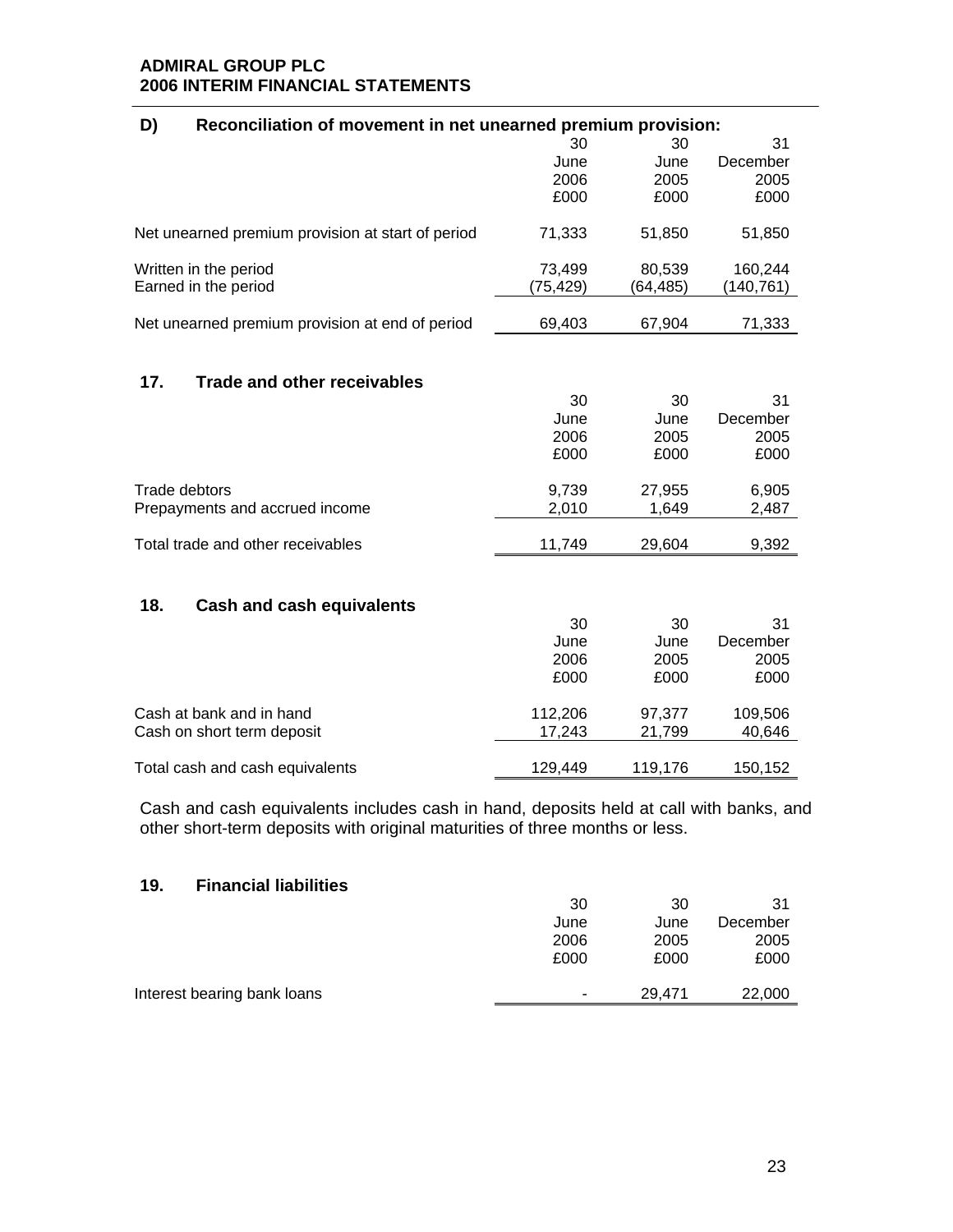**D) Reconciliation of movement in net unearned premium provision:**

| | 30 June 2006 £000 | 30 June 2005 £000 | 31 December 2005 £000 |
|---|---|---|---|
| Net unearned premium provision at start of period | 71,333 | 51,850 | 51,850 |
| Written in the period | 73,499 | 80,539 | 160,244 |
| Earned in the period | (75,429) | (64,485) | (140,761) |
| Net unearned premium provision at end of period | 69,403 | 67,904 | 71,333 |

## 17. Trade and other receivables

| | 30 June 2006 £000 | 30 June 2005 £000 | 31 December 2005 £000 |
|---|---|---|---|
| Trade debtors | 9,739 | 27,955 | 6,905 |
| Prepayments and accrued income | 2,010 | 1,649 | 2,487 |
| Total trade and other receivables | 11,749 | 29,604 | 9,392 |

## 18. Cash and cash equivalents

| | 30 June 2006 £000 | 30 June 2005 £000 | 31 December 2005 £000 |
|---|---|---|---|
| Cash at bank and in hand | 112,206 | 97,377 | 109,506 |
| Cash on short term deposit | 17,243 | 21,799 | 40,646 |
| Total cash and cash equivalents | 129,449 | 119,176 | 150,152 |

Cash and cash equivalents includes cash in hand, deposits held at call with banks, and other short-term deposits with original maturities of three months or less.

## 19. Financial liabilities

| | 30 June 2006 £000 | 30 June 2005 £000 | 31 December 2005 £000 |
|---|---|---|---|
| Interest bearing bank loans | - | 29,471 | 22,000 |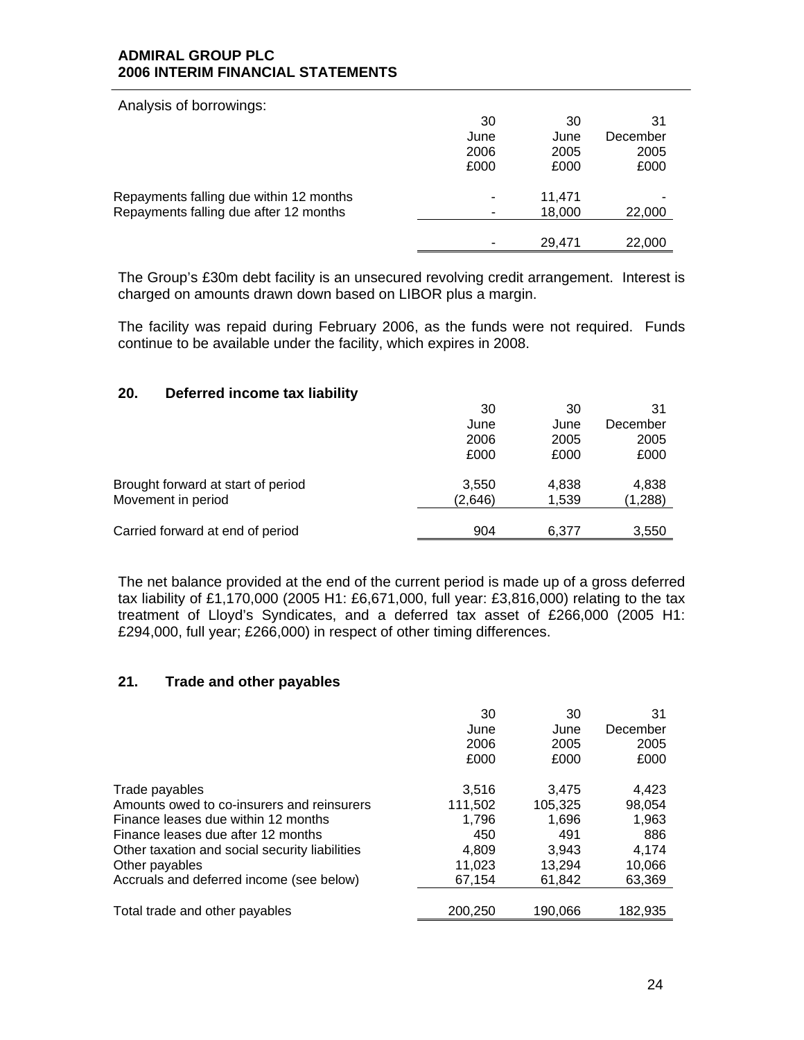Analysis of borrowings:

| | 30 June 2006 £000 | 30 June 2005 £000 | 31 December 2005 £000 |
|---|---|---|---|
| Repayments falling due within 12 months | - | 11,471 | - |
| Repayments falling due after 12 months | - | 18,000 | 22,000 |
| | - | 29,471 | 22,000 |

The Group's £30m debt facility is an unsecured revolving credit arrangement. Interest is charged on amounts drawn down based on LIBOR plus a margin.

The facility was repaid during February 2006, as the funds were not required. Funds continue to be available under the facility, which expires in 2008.

## 20. Deferred income tax liability

| | 30 June 2006 £000 | 30 June 2005 £000 | 31 December 2005 £000 |
|---|---|---|---|
| Brought forward at start of period | 3,550 | 4,838 | 4,838 |
| Movement in period | (2,646) | 1,539 | (1,288) |
| Carried forward at end of period | 904 | 6,377 | 3,550 |

The net balance provided at the end of the current period is made up of a gross deferred tax liability of £1,170,000 (2005 H1: £6,671,000, full year: £3,816,000) relating to the tax treatment of Lloyd's Syndicates, and a deferred tax asset of £266,000 (2005 H1: £294,000, full year; £266,000) in respect of other timing differences.

## 21. Trade and other payables

| | 30 June 2006 £000 | 30 June 2005 £000 | 31 December 2005 £000 |
|---|---|---|---|
| Trade payables | 3,516 | 3,475 | 4,423 |
| Amounts owed to co-insurers and reinsurers | 111,502 | 105,325 | 98,054 |
| Finance leases due within 12 months | 1,796 | 1,696 | 1,963 |
| Finance leases due after 12 months | 450 | 491 | 886 |
| Other taxation and social security liabilities | 4,809 | 3,943 | 4,174 |
| Other payables | 11,023 | 13,294 | 10,066 |
| Accruals and deferred income (see below) | 67,154 | 61,842 | 63,369 |
| Total trade and other payables | 200,250 | 190,066 | 182,935 |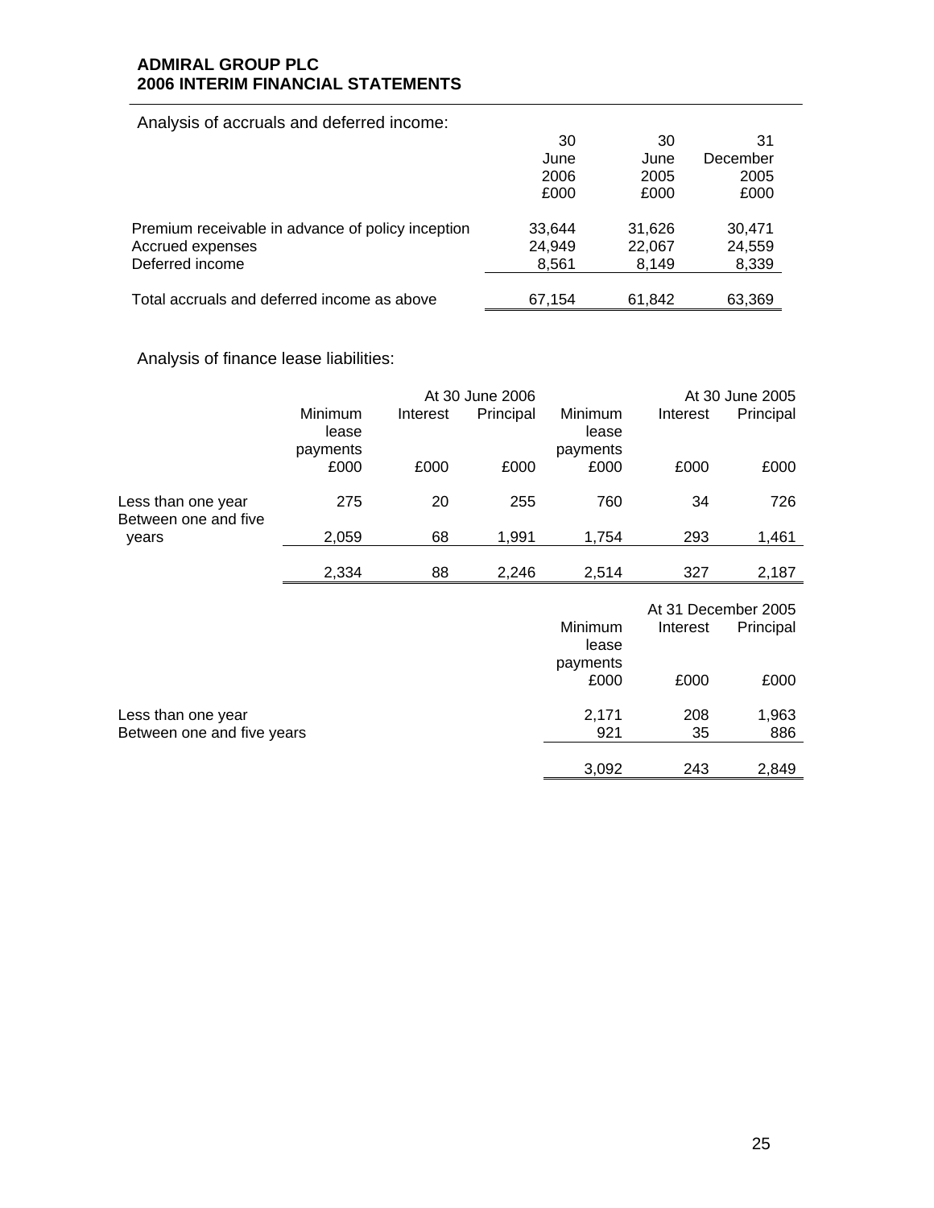Analysis of accruals and deferred income:

| | 30 June 2006 £000 | 30 June 2005 £000 | 31 December 2005 £000 |
|---|---|---|---|
| Premium receivable in advance of policy inception | 33,644 | 31,626 | 30,471 |
| Accrued expenses | 24,949 | 22,067 | 24,559 |
| Deferred income | 8,561 | 8,149 | 8,339 |
| Total accruals and deferred income as above | 67,154 | 61,842 | 63,369 |

Analysis of finance lease liabilities:

| | At 30 June 2006 | | | At 30 June 2005 | | |
|---|---|---|---|---|---|---|
| | Minimum lease payments £000 | Interest £000 | Principal £000 | Minimum lease payments £000 | Interest £000 | Principal £000 |
| Less than one year | 275 | 20 | 255 | 760 | 34 | 726 |
| Between one and five years | 2,059 | 68 | 1,991 | 1,754 | 293 | 1,461 |
| | 2,334 | 88 | 2,246 | 2,514 | 327 | 2,187 |

| | At 31 December 2005 | | |
|---|---|---|---|
| | Minimum lease payments £000 | Interest £000 | Principal £000 |
| Less than one year | 2,171 | 208 | 1,963 |
| Between one and five years | 921 | 35 | 886 |
| | 3,092 | 243 | 2,849 |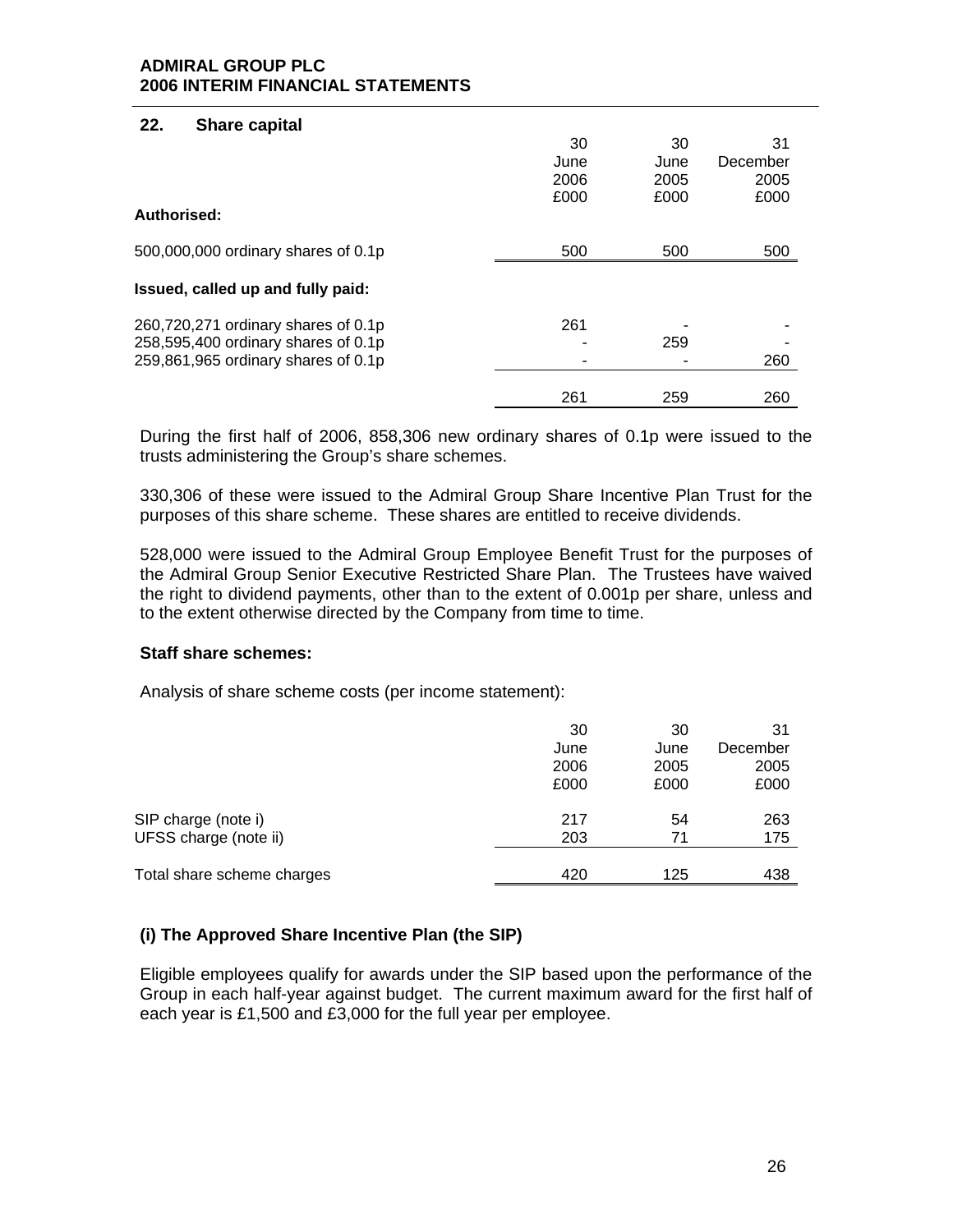## 22. Share capital

| | 30 June 2006 £000 | 30 June 2005 £000 | 31 December 2005 £000 |
|---|---|---|---|
| **Authorised:** | | | |
| 500,000,000 ordinary shares of 0.1p | 500 | 500 | 500 |
| **Issued, called up and fully paid:** | | | |
| 260,720,271 ordinary shares of 0.1p | 261 | - | - |
| 258,595,400 ordinary shares of 0.1p | - | 259 | - |
| 259,861,965 ordinary shares of 0.1p | - | - | 260 |
| | 261 | 259 | 260 |

During the first half of 2006, 858,306 new ordinary shares of 0.1p were issued to the trusts administering the Group's share schemes.

330,306 of these were issued to the Admiral Group Share Incentive Plan Trust for the purposes of this share scheme. These shares are entitled to receive dividends.

528,000 were issued to the Admiral Group Employee Benefit Trust for the purposes of the Admiral Group Senior Executive Restricted Share Plan. The Trustees have waived the right to dividend payments, other than to the extent of 0.001p per share, unless and to the extent otherwise directed by the Company from time to time.

**Staff share schemes:**

Analysis of share scheme costs (per income statement):

| | 30 June 2006 £000 | 30 June 2005 £000 | 31 December 2005 £000 |
|---|---|---|---|
| SIP charge (note i) | 217 | 54 | 263 |
| UFSS charge (note ii) | 203 | 71 | 175 |
| Total share scheme charges | 420 | 125 | 438 |

### (i) The Approved Share Incentive Plan (the SIP)

Eligible employees qualify for awards under the SIP based upon the performance of the Group in each half-year against budget. The current maximum award for the first half of each year is £1,500 and £3,000 for the full year per employee.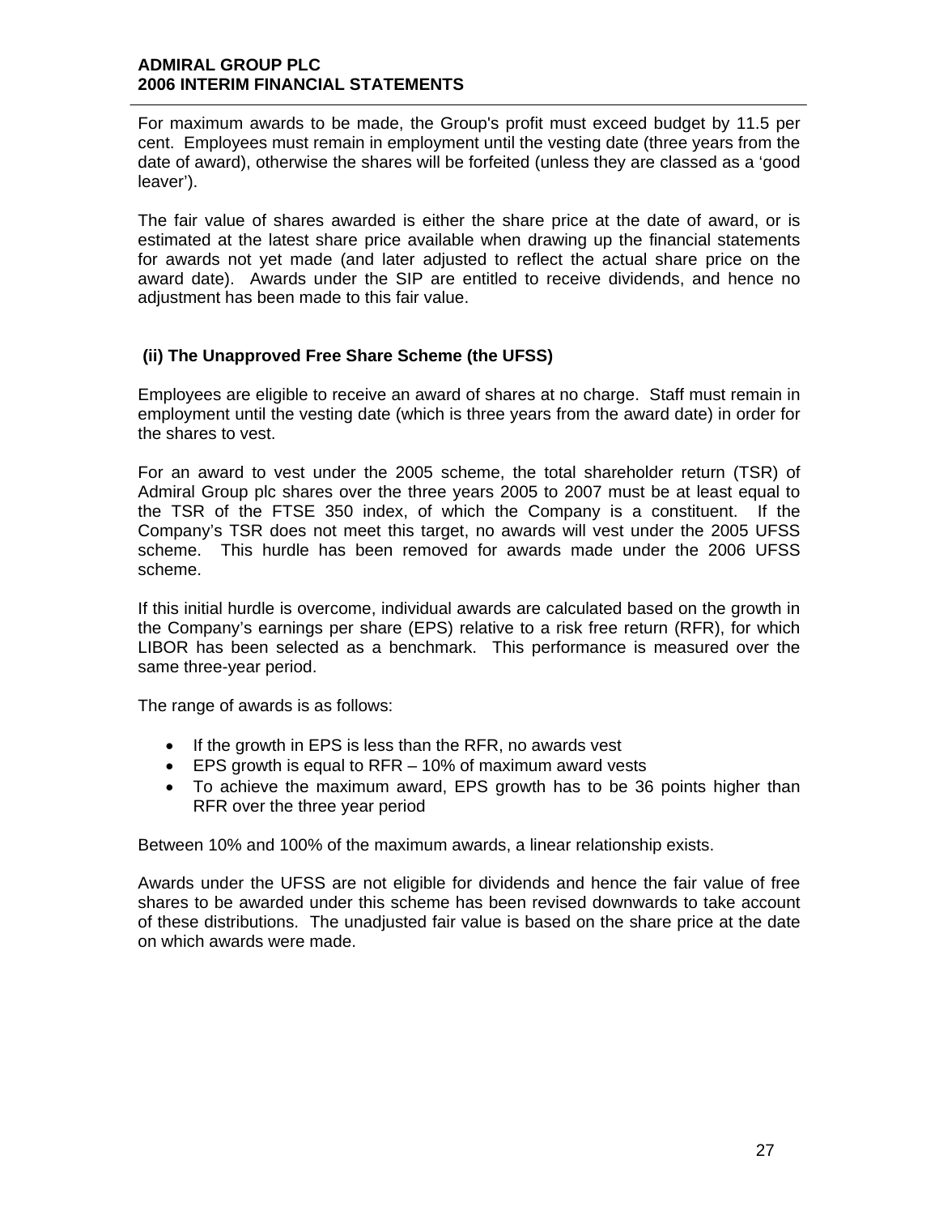For maximum awards to be made, the Group's profit must exceed budget by 11.5 per cent. Employees must remain in employment until the vesting date (three years from the date of award), otherwise the shares will be forfeited (unless they are classed as a 'good leaver').

The fair value of shares awarded is either the share price at the date of award, or is estimated at the latest share price available when drawing up the financial statements for awards not yet made (and later adjusted to reflect the actual share price on the award date). Awards under the SIP are entitled to receive dividends, and hence no adjustment has been made to this fair value.

### (ii) The Unapproved Free Share Scheme (the UFSS)

Employees are eligible to receive an award of shares at no charge. Staff must remain in employment until the vesting date (which is three years from the award date) in order for the shares to vest.

For an award to vest under the 2005 scheme, the total shareholder return (TSR) of Admiral Group plc shares over the three years 2005 to 2007 must be at least equal to the TSR of the FTSE 350 index, of which the Company is a constituent. If the Company's TSR does not meet this target, no awards will vest under the 2005 UFSS scheme. This hurdle has been removed for awards made under the 2006 UFSS scheme.

If this initial hurdle is overcome, individual awards are calculated based on the growth in the Company's earnings per share (EPS) relative to a risk free return (RFR), for which LIBOR has been selected as a benchmark. This performance is measured over the same three-year period.

The range of awards is as follows:

- If the growth in EPS is less than the RFR, no awards vest
- EPS growth is equal to RFR – 10% of maximum award vests
- To achieve the maximum award, EPS growth has to be 36 points higher than RFR over the three year period

Between 10% and 100% of the maximum awards, a linear relationship exists.

Awards under the UFSS are not eligible for dividends and hence the fair value of free shares to be awarded under this scheme has been revised downwards to take account of these distributions. The unadjusted fair value is based on the share price at the date on which awards were made.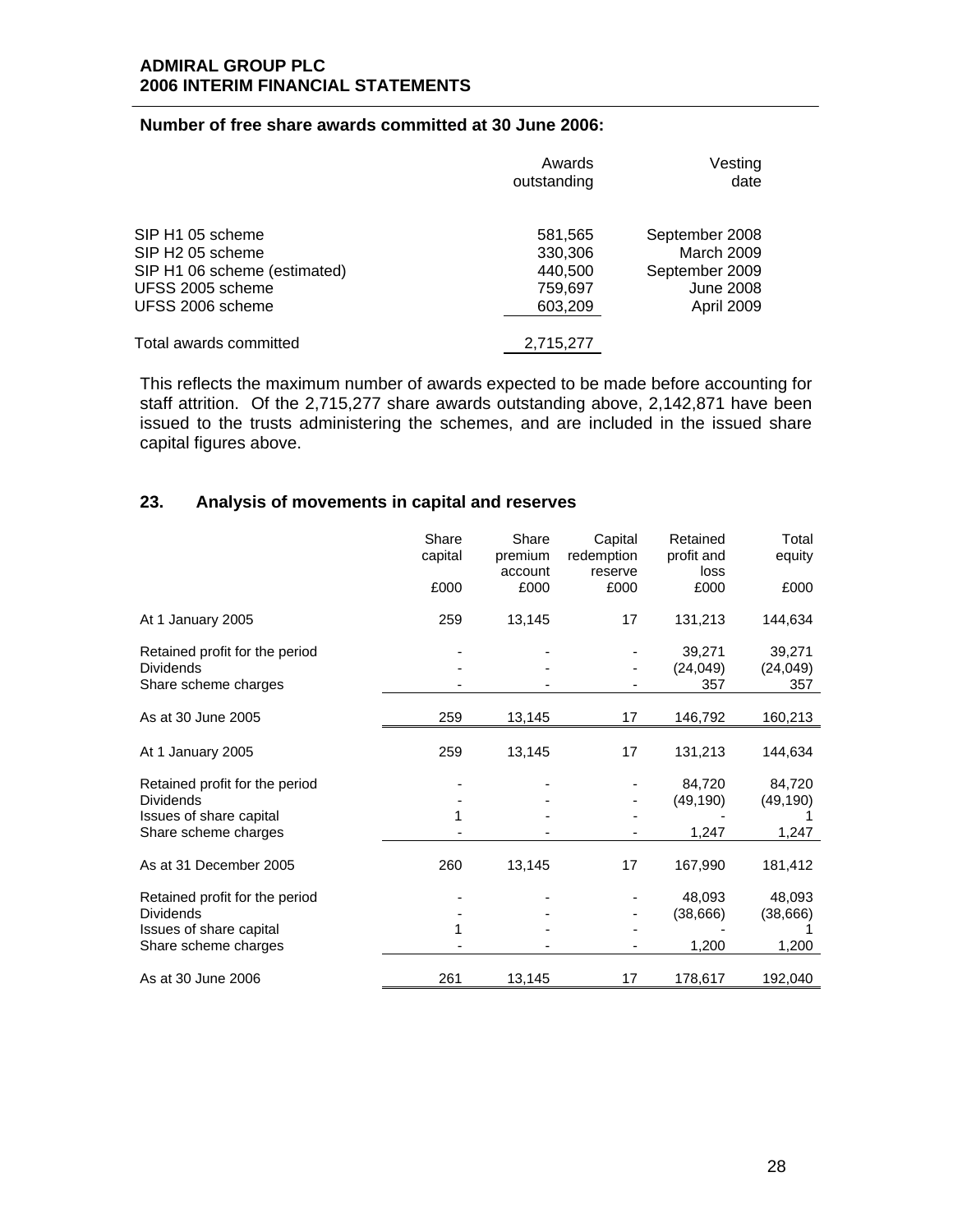**Number of free share awards committed at 30 June 2006:**

| | Awards outstanding | Vesting date |
|---|---|---|
| SIP H1 05 scheme | 581,565 | September 2008 |
| SIP H2 05 scheme | 330,306 | March 2009 |
| SIP H1 06 scheme (estimated) | 440,500 | September 2009 |
| UFSS 2005 scheme | 759,697 | June 2008 |
| UFSS 2006 scheme | 603,209 | April 2009 |
| Total awards committed | 2,715,277 | |

This reflects the maximum number of awards expected to be made before accounting for staff attrition. Of the 2,715,277 share awards outstanding above, 2,142,871 have been issued to the trusts administering the schemes, and are included in the issued share capital figures above.

## 23. Analysis of movements in capital and reserves

| | Share capital | Share premium account | Capital redemption reserve | Retained profit and loss | Total equity |
|---|---|---|---|---|---|
| | £000 | £000 | £000 | £000 | £000 |
| At 1 January 2005 | 259 | 13,145 | 17 | 131,213 | 144,634 |
| Retained profit for the period | - | - | - | 39,271 | 39,271 |
| Dividends | - | - | - | (24,049) | (24,049) |
| Share scheme charges | - | - | - | 357 | 357 |
| As at 30 June 2005 | 259 | 13,145 | 17 | 146,792 | 160,213 |
| At 1 January 2005 | 259 | 13,145 | 17 | 131,213 | 144,634 |
| Retained profit for the period | - | - | - | 84,720 | 84,720 |
| Dividends | - | - | - | (49,190) | (49,190) |
| Issues of share capital | 1 | - | - | - | 1 |
| Share scheme charges | - | - | - | 1,247 | 1,247 |
| As at 31 December 2005 | 260 | 13,145 | 17 | 167,990 | 181,412 |
| Retained profit for the period | - | - | - | 48,093 | 48,093 |
| Dividends | - | - | - | (38,666) | (38,666) |
| Issues of share capital | 1 | - | - | - | 1 |
| Share scheme charges | - | - | - | 1,200 | 1,200 |
| As at 30 June 2006 | 261 | 13,145 | 17 | 178,617 | 192,040 |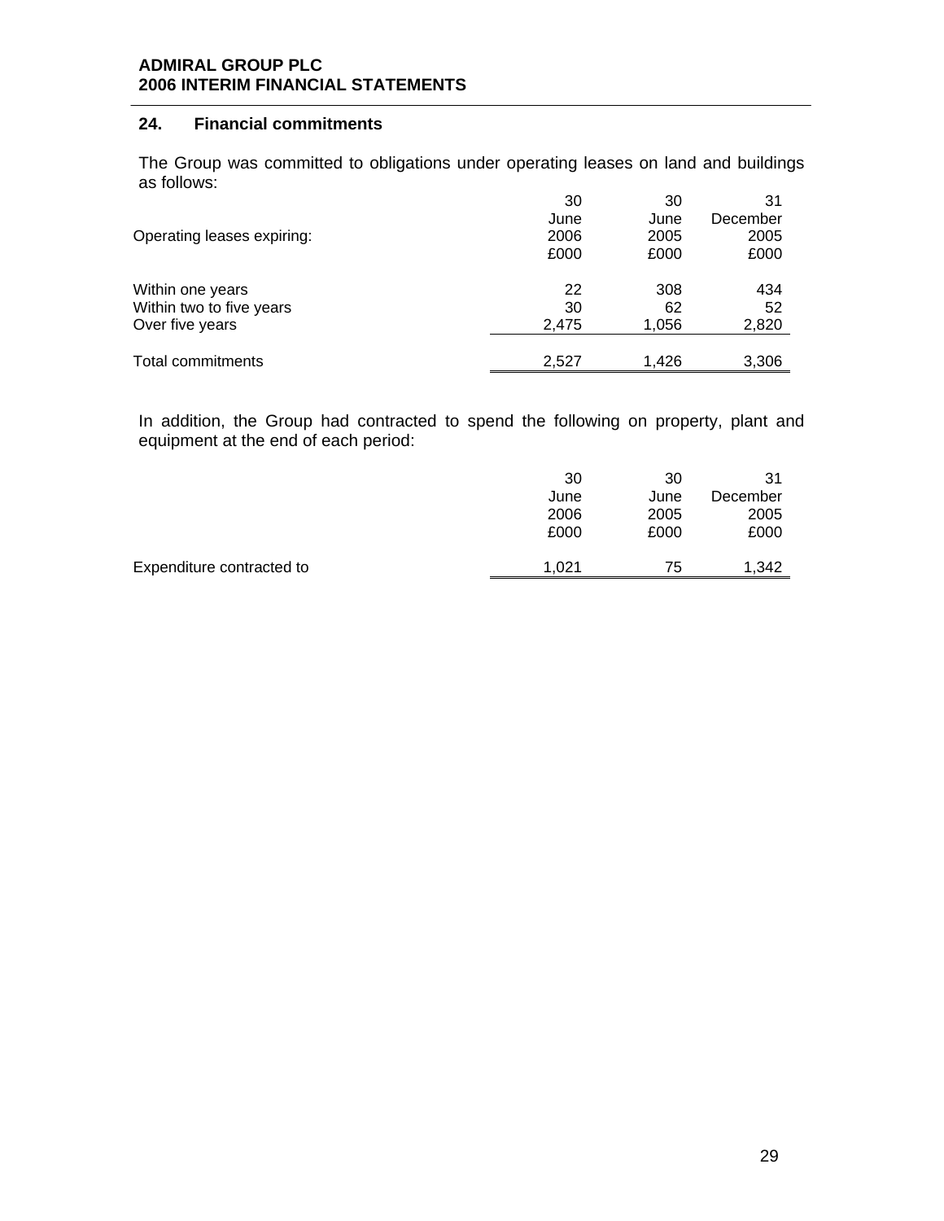## 24. Financial commitments

The Group was committed to obligations under operating leases on land and buildings as follows:

| Operating leases expiring: | 30 June 2006 £000 | 30 June 2005 £000 | 31 December 2005 £000 |
|---|---|---|---|
| Within one years | 22 | 308 | 434 |
| Within two to five years | 30 | 62 | 52 |
| Over five years | 2,475 | 1,056 | 2,820 |
| Total commitments | 2,527 | 1,426 | 3,306 |

In addition, the Group had contracted to spend the following on property, plant and equipment at the end of each period:

| | 30 June 2006 £000 | 30 June 2005 £000 | 31 December 2005 £000 |
|---|---|---|---|
| Expenditure contracted to | 1,021 | 75 | 1,342 |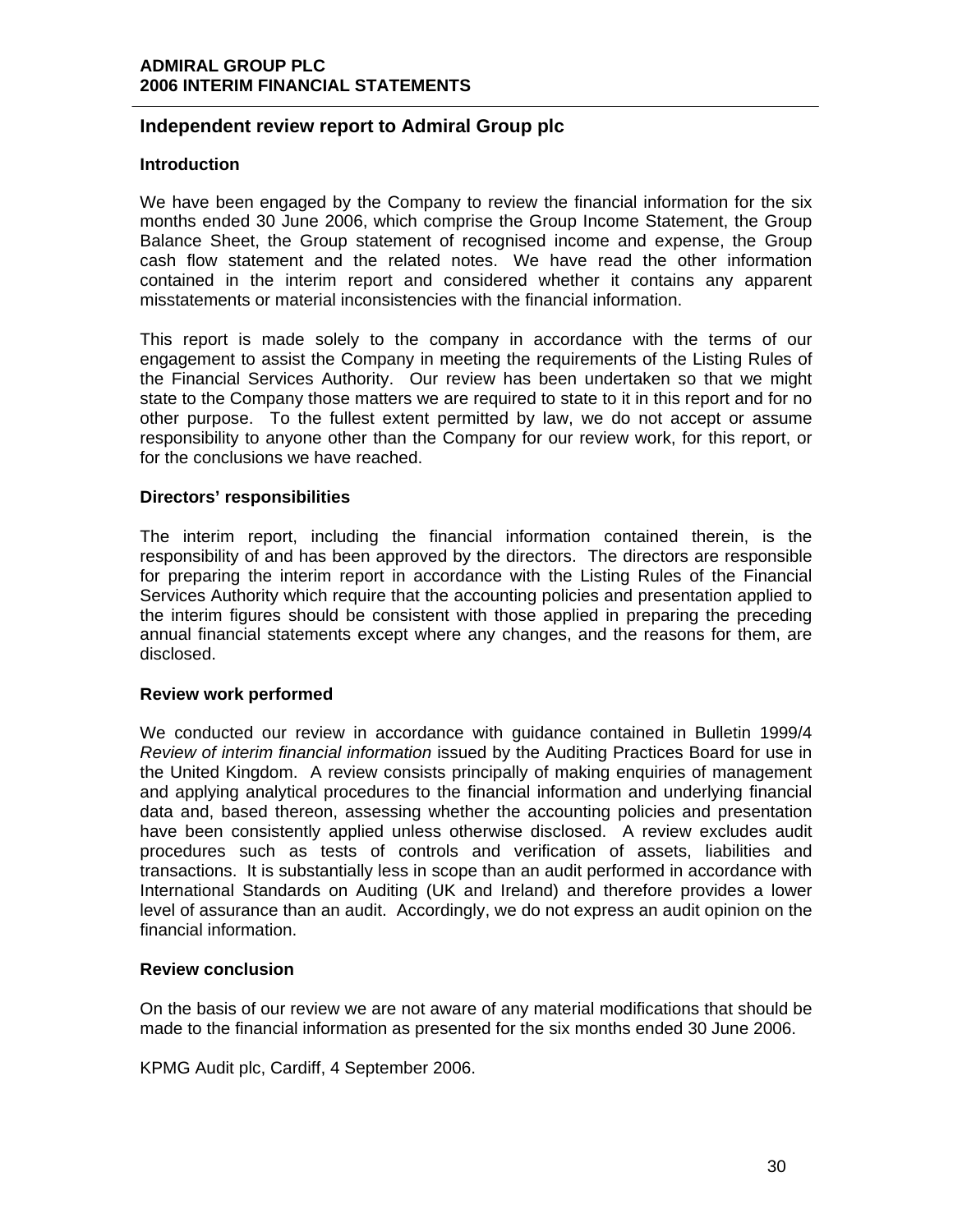## Independent review report to Admiral Group plc

### Introduction

We have been engaged by the Company to review the financial information for the six months ended 30 June 2006, which comprise the Group Income Statement, the Group Balance Sheet, the Group statement of recognised income and expense, the Group cash flow statement and the related notes. We have read the other information contained in the interim report and considered whether it contains any apparent misstatements or material inconsistencies with the financial information.

This report is made solely to the company in accordance with the terms of our engagement to assist the Company in meeting the requirements of the Listing Rules of the Financial Services Authority. Our review has been undertaken so that we might state to the Company those matters we are required to state to it in this report and for no other purpose. To the fullest extent permitted by law, we do not accept or assume responsibility to anyone other than the Company for our review work, for this report, or for the conclusions we have reached.

### Directors' responsibilities

The interim report, including the financial information contained therein, is the responsibility of and has been approved by the directors. The directors are responsible for preparing the interim report in accordance with the Listing Rules of the Financial Services Authority which require that the accounting policies and presentation applied to the interim figures should be consistent with those applied in preparing the preceding annual financial statements except where any changes, and the reasons for them, are disclosed.

### Review work performed

We conducted our review in accordance with guidance contained in Bulletin 1999/4 *Review of interim financial information* issued by the Auditing Practices Board for use in the United Kingdom. A review consists principally of making enquiries of management and applying analytical procedures to the financial information and underlying financial data and, based thereon, assessing whether the accounting policies and presentation have been consistently applied unless otherwise disclosed. A review excludes audit procedures such as tests of controls and verification of assets, liabilities and transactions. It is substantially less in scope than an audit performed in accordance with International Standards on Auditing (UK and Ireland) and therefore provides a lower level of assurance than an audit. Accordingly, we do not express an audit opinion on the financial information.

### Review conclusion

On the basis of our review we are not aware of any material modifications that should be made to the financial information as presented for the six months ended 30 June 2006.

KPMG Audit plc, Cardiff, 4 September 2006.